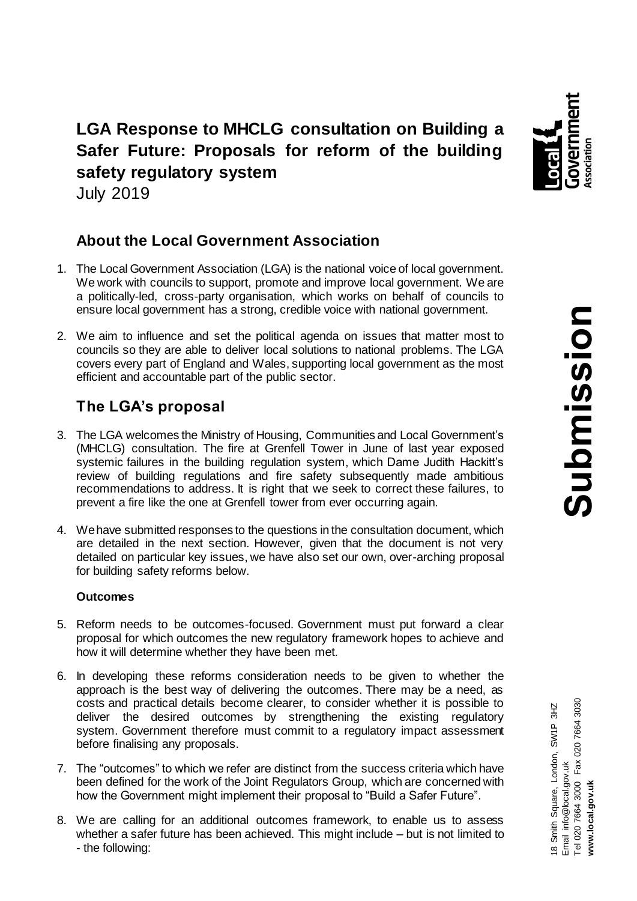# LGA Response to MHCLG consultation on Building a Safer Future: Proposals for reform of the building safety regulatory system

July 2019

## About the Local Government Association

1. The Local Government Association (LGA) is the national voice of local government. We work with councils to support, promote and improve local government. We are a politically-led, cross-party organisation, which works on behalf of councils to ensure local government has a strong, credible voice with national government.

2. We aim to influence and set the political agenda on issues that matter most to councils so they are able to deliver local solutions to national problems. The LGA covers every part of England and Wales, supporting local government as the most efficient and accountable part of the public sector.

## The LGA's proposal

3. The LGA welcomes the Ministry of Housing, Communities and Local Government's (MHCLG) consultation. The fire at Grenfell Tower in June of last year exposed systemic failures in the building regulation system, which Dame Judith Hackitt's review of building regulations and fire safety subsequently made ambitious recommendations to address. It is right that we seek to correct these failures, to prevent a fire like the one at Grenfell tower from ever occurring again.

4. We have submitted responses to the questions in the consultation document, which are detailed in the next section. However, given that the document is not very detailed on particular key issues, we have also set our own, over-arching proposal for building safety reforms below.

**Outcomes**

5. Reform needs to be outcomes-focused. Government must put forward a clear proposal for which outcomes the new regulatory framework hopes to achieve and how it will determine whether they have been met.

6. In developing these reforms consideration needs to be given to whether the approach is the best way of delivering the outcomes. There may be a need, as costs and practical details become clearer, to consider whether it is possible to deliver the desired outcomes by strengthening the existing regulatory system. Government therefore must commit to a regulatory impact assessment before finalising any proposals.

7. The "outcomes" to which we refer are distinct from the success criteria which have been defined for the work of the Joint Regulators Group, which are concerned with how the Government might implement their proposal to "Build a Safer Future".

8. We are calling for an additional outcomes framework, to enable us to assess whether a safer future has been achieved. This might include – but is not limited to - the following: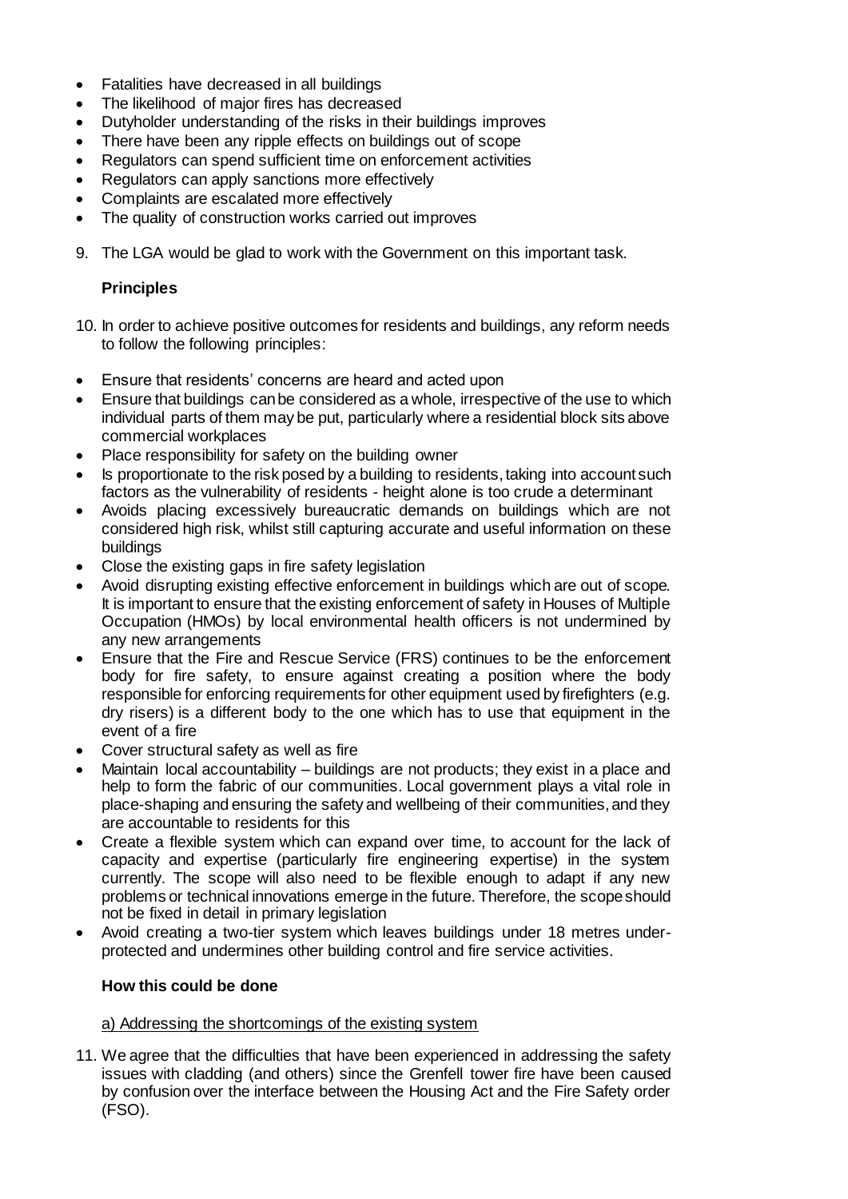- Fatalities have decreased in all buildings
- The likelihood of major fires has decreased
- Dutyholder understanding of the risks in their buildings improves
- There have been any ripple effects on buildings out of scope
- Regulators can spend sufficient time on enforcement activities
- Regulators can apply sanctions more effectively
- Complaints are escalated more effectively
- The quality of construction works carried out improves

9. The LGA would be glad to work with the Government on this important task.

**Principles**

10. In order to achieve positive outcomes for residents and buildings, any reform needs to follow the following principles:

- Ensure that residents' concerns are heard and acted upon
- Ensure that buildings can be considered as a whole, irrespective of the use to which individual parts of them may be put, particularly where a residential block sits above commercial workplaces
- Place responsibility for safety on the building owner
- Is proportionate to the risk posed by a building to residents, taking into account such factors as the vulnerability of residents - height alone is too crude a determinant
- Avoids placing excessively bureaucratic demands on buildings which are not considered high risk, whilst still capturing accurate and useful information on these buildings
- Close the existing gaps in fire safety legislation
- Avoid disrupting existing effective enforcement in buildings which are out of scope. It is important to ensure that the existing enforcement of safety in Houses of Multiple Occupation (HMOs) by local environmental health officers is not undermined by any new arrangements
- Ensure that the Fire and Rescue Service (FRS) continues to be the enforcement body for fire safety, to ensure against creating a position where the body responsible for enforcing requirements for other equipment used by firefighters (e.g. dry risers) is a different body to the one which has to use that equipment in the event of a fire
- Cover structural safety as well as fire
- Maintain local accountability – buildings are not products; they exist in a place and help to form the fabric of our communities. Local government plays a vital role in place-shaping and ensuring the safety and wellbeing of their communities, and they are accountable to residents for this
- Create a flexible system which can expand over time, to account for the lack of capacity and expertise (particularly fire engineering expertise) in the system currently. The scope will also need to be flexible enough to adapt if any new problems or technical innovations emerge in the future. Therefore, the scope should not be fixed in detail in primary legislation
- Avoid creating a two-tier system which leaves buildings under 18 metres under-protected and undermines other building control and fire service activities.

**How this could be done**

a) Addressing the shortcomings of the existing system

11. We agree that the difficulties that have been experienced in addressing the safety issues with cladding (and others) since the Grenfell tower fire have been caused by confusion over the interface between the Housing Act and the Fire Safety order (FSO).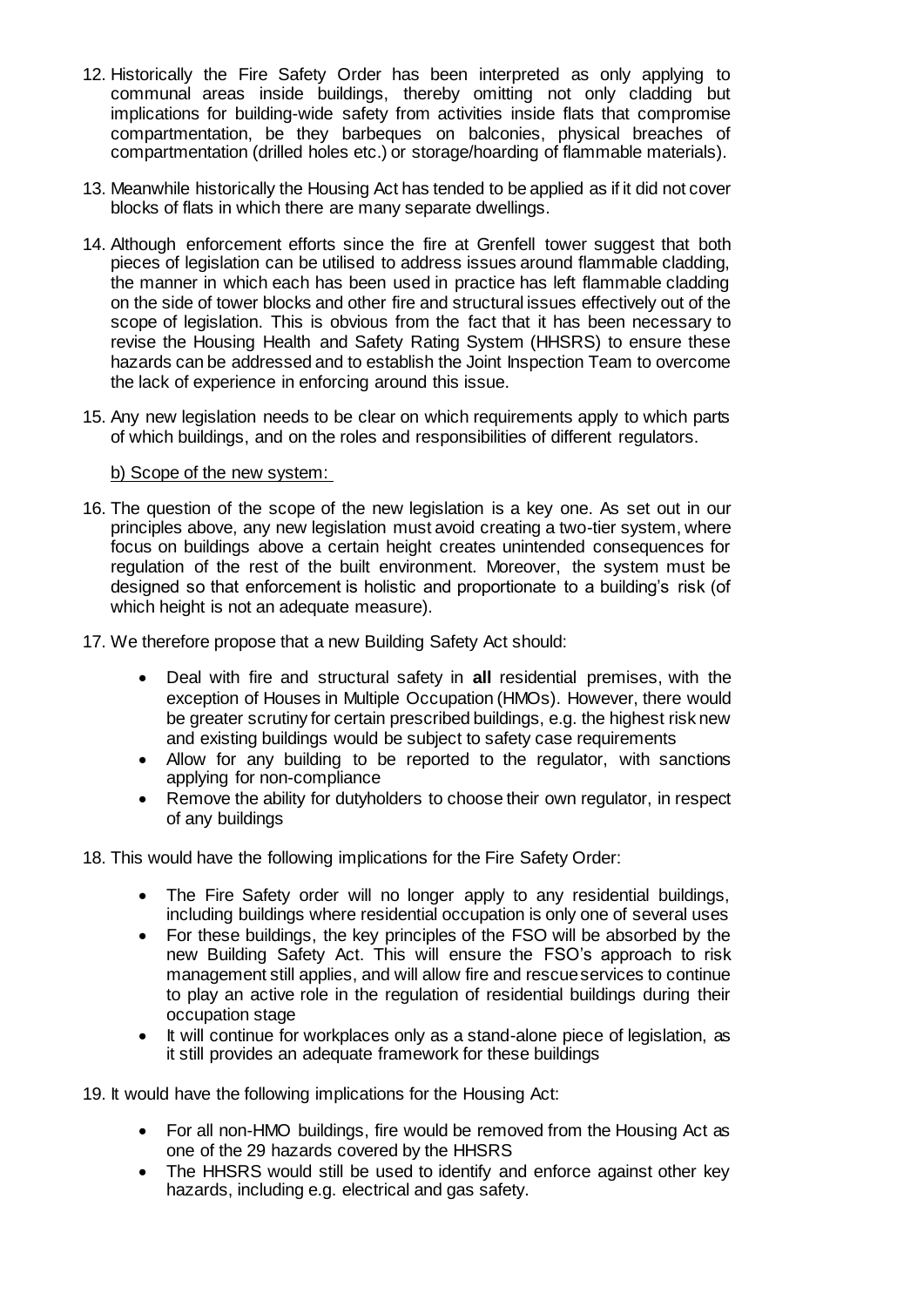12. Historically the Fire Safety Order has been interpreted as only applying to communal areas inside buildings, thereby omitting not only cladding but implications for building-wide safety from activities inside flats that compromise compartmentation, be they barbeques on balconies, physical breaches of compartmentation (drilled holes etc.) or storage/hoarding of flammable materials).

13. Meanwhile historically the Housing Act has tended to be applied as if it did not cover blocks of flats in which there are many separate dwellings.

14. Although enforcement efforts since the fire at Grenfell tower suggest that both pieces of legislation can be utilised to address issues around flammable cladding, the manner in which each has been used in practice has left flammable cladding on the side of tower blocks and other fire and structural issues effectively out of the scope of legislation. This is obvious from the fact that it has been necessary to revise the Housing Health and Safety Rating System (HHSRS) to ensure these hazards can be addressed and to establish the Joint Inspection Team to overcome the lack of experience in enforcing around this issue.

15. Any new legislation needs to be clear on which requirements apply to which parts of which buildings, and on the roles and responsibilities of different regulators.

b) Scope of the new system:

16. The question of the scope of the new legislation is a key one. As set out in our principles above, any new legislation must avoid creating a two-tier system, where focus on buildings above a certain height creates unintended consequences for regulation of the rest of the built environment. Moreover, the system must be designed so that enforcement is holistic and proportionate to a building's risk (of which height is not an adequate measure).

17. We therefore propose that a new Building Safety Act should:

    - Deal with fire and structural safety in **all** residential premises, with the exception of Houses in Multiple Occupation (HMOs). However, there would be greater scrutiny for certain prescribed buildings, e.g. the highest risk new and existing buildings would be subject to safety case requirements
    - Allow for any building to be reported to the regulator, with sanctions applying for non-compliance
    - Remove the ability for dutyholders to choose their own regulator, in respect of any buildings

18. This would have the following implications for the Fire Safety Order:

    - The Fire Safety order will no longer apply to any residential buildings, including buildings where residential occupation is only one of several uses
    - For these buildings, the key principles of the FSO will be absorbed by the new Building Safety Act. This will ensure the FSO's approach to risk management still applies, and will allow fire and rescue services to continue to play an active role in the regulation of residential buildings during their occupation stage
    - It will continue for workplaces only as a stand-alone piece of legislation, as it still provides an adequate framework for these buildings

19. It would have the following implications for the Housing Act:

    - For all non-HMO buildings, fire would be removed from the Housing Act as one of the 29 hazards covered by the HHSRS
    - The HHSRS would still be used to identify and enforce against other key hazards, including e.g. electrical and gas safety.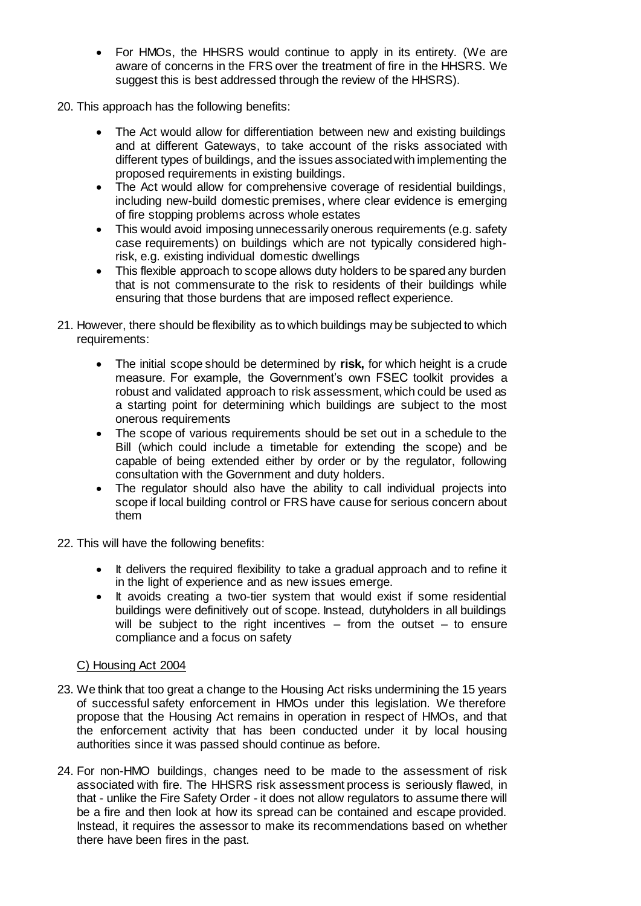- For HMOs, the HHSRS would continue to apply in its entirety. (We are aware of concerns in the FRS over the treatment of fire in the HHSRS. We suggest this is best addressed through the review of the HHSRS).

20. This approach has the following benefits:

    - The Act would allow for differentiation between new and existing buildings and at different Gateways, to take account of the risks associated with different types of buildings, and the issues associated with implementing the proposed requirements in existing buildings.
    - The Act would allow for comprehensive coverage of residential buildings, including new-build domestic premises, where clear evidence is emerging of fire stopping problems across whole estates
    - This would avoid imposing unnecessarily onerous requirements (e.g. safety case requirements) on buildings which are not typically considered high-risk, e.g. existing individual domestic dwellings
    - This flexible approach to scope allows duty holders to be spared any burden that is not commensurate to the risk to residents of their buildings while ensuring that those burdens that are imposed reflect experience.

21. However, there should be flexibility as to which buildings may be subjected to which requirements:

    - The initial scope should be determined by **risk,** for which height is a crude measure. For example, the Government's own FSEC toolkit provides a robust and validated approach to risk assessment, which could be used as a starting point for determining which buildings are subject to the most onerous requirements
    - The scope of various requirements should be set out in a schedule to the Bill (which could include a timetable for extending the scope) and be capable of being extended either by order or by the regulator, following consultation with the Government and duty holders.
    - The regulator should also have the ability to call individual projects into scope if local building control or FRS have cause for serious concern about them

22. This will have the following benefits:

    - It delivers the required flexibility to take a gradual approach and to refine it in the light of experience and as new issues emerge.
    - It avoids creating a two-tier system that would exist if some residential buildings were definitively out of scope. Instead, dutyholders in all buildings will be subject to the right incentives – from the outset – to ensure compliance and a focus on safety

C) Housing Act 2004

23. We think that too great a change to the Housing Act risks undermining the 15 years of successful safety enforcement in HMOs under this legislation. We therefore propose that the Housing Act remains in operation in respect of HMOs, and that the enforcement activity that has been conducted under it by local housing authorities since it was passed should continue as before.

24. For non-HMO buildings, changes need to be made to the assessment of risk associated with fire. The HHSRS risk assessment process is seriously flawed, in that - unlike the Fire Safety Order - it does not allow regulators to assume there will be a fire and then look at how its spread can be contained and escape provided. Instead, it requires the assessor to make its recommendations based on whether there have been fires in the past.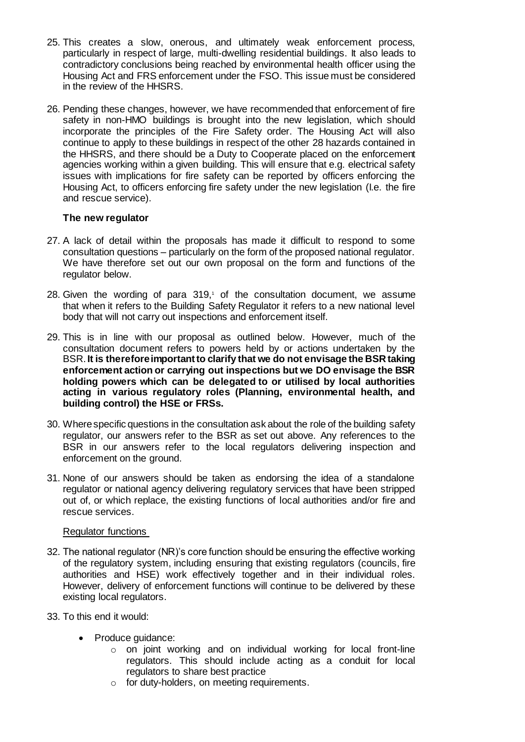25. This creates a slow, onerous, and ultimately weak enforcement process, particularly in respect of large, multi-dwelling residential buildings. It also leads to contradictory conclusions being reached by environmental health officer using the Housing Act and FRS enforcement under the FSO. This issue must be considered in the review of the HHSRS.

26. Pending these changes, however, we have recommended that enforcement of fire safety in non-HMO buildings is brought into the new legislation, which should incorporate the principles of the Fire Safety order. The Housing Act will also continue to apply to these buildings in respect of the other 28 hazards contained in the HHSRS, and there should be a Duty to Cooperate placed on the enforcement agencies working within a given building. This will ensure that e.g. electrical safety issues with implications for fire safety can be reported by officers enforcing the Housing Act, to officers enforcing fire safety under the new legislation (I.e. the fire and rescue service).

### The new regulator

27. A lack of detail within the proposals has made it difficult to respond to some consultation questions – particularly on the form of the proposed national regulator. We have therefore set out our own proposal on the form and functions of the regulator below.

28. Given the wording of para 319,[1] of the consultation document, we assume that when it refers to the Building Safety Regulator it refers to a new national level body that will not carry out inspections and enforcement itself.

29. This is in line with our proposal as outlined below. However, much of the consultation document refers to powers held by or actions undertaken by the BSR. **It is therefore important to clarify that we do not envisage the BSR taking enforcement action or carrying out inspections but we DO envisage the BSR holding powers which can be delegated to or utilised by local authorities acting in various regulatory roles (Planning, environmental health, and building control) the HSE or FRSs.**

30. Where specific questions in the consultation ask about the role of the building safety regulator, our answers refer to the BSR as set out above. Any references to the BSR in our answers refer to the local regulators delivering inspection and enforcement on the ground.

31. None of our answers should be taken as endorsing the idea of a standalone regulator or national agency delivering regulatory services that have been stripped out of, or which replace, the existing functions of local authorities and/or fire and rescue services.

Regulator functions

32. The national regulator (NR)'s core function should be ensuring the effective working of the regulatory system, including ensuring that existing regulators (councils, fire authorities and HSE) work effectively together and in their individual roles. However, delivery of enforcement functions will continue to be delivered by these existing local regulators.

33. To this end it would:

    - Produce guidance:
        - on joint working and on individual working for local front-line regulators. This should include acting as a conduit for local regulators to share best practice
        - for duty-holders, on meeting requirements.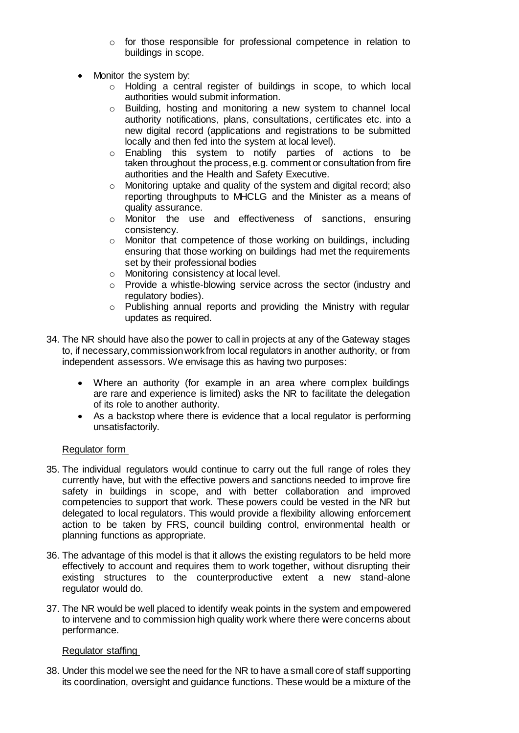- for those responsible for professional competence in relation to buildings in scope.

- Monitor the system by:
    - Holding a central register of buildings in scope, to which local authorities would submit information.
    - Building, hosting and monitoring a new system to channel local authority notifications, plans, consultations, certificates etc. into a new digital record (applications and registrations to be submitted locally and then fed into the system at local level).
    - Enabling this system to notify parties of actions to be taken throughout the process, e.g. comment or consultation from fire authorities and the Health and Safety Executive.
    - Monitoring uptake and quality of the system and digital record; also reporting throughputs to MHCLG and the Minister as a means of quality assurance.
    - Monitor the use and effectiveness of sanctions, ensuring consistency.
    - Monitor that competence of those working on buildings, including ensuring that those working on buildings had met the requirements set by their professional bodies
    - Monitoring consistency at local level.
    - Provide a whistle-blowing service across the sector (industry and regulatory bodies).
    - Publishing annual reports and providing the Ministry with regular updates as required.

34. The NR should have also the power to call in projects at any of the Gateway stages to, if necessary, commission work from local regulators in another authority, or from independent assessors. We envisage this as having two purposes:

    - Where an authority (for example in an area where complex buildings are rare and experience is limited) asks the NR to facilitate the delegation of its role to another authority.
    - As a backstop where there is evidence that a local regulator is performing unsatisfactorily.

<u>Regulator form</u>

35. The individual regulators would continue to carry out the full range of roles they currently have, but with the effective powers and sanctions needed to improve fire safety in buildings in scope, and with better collaboration and improved competencies to support that work. These powers could be vested in the NR but delegated to local regulators. This would provide a flexibility allowing enforcement action to be taken by FRS, council building control, environmental health or planning functions as appropriate.

36. The advantage of this model is that it allows the existing regulators to be held more effectively to account and requires them to work together, without disrupting their existing structures to the counterproductive extent a new stand-alone regulator would do.

37. The NR would be well placed to identify weak points in the system and empowered to intervene and to commission high quality work where there were concerns about performance.

<u>Regulator staffing</u>

38. Under this model we see the need for the NR to have a small core of staff supporting its coordination, oversight and guidance functions. These would be a mixture of the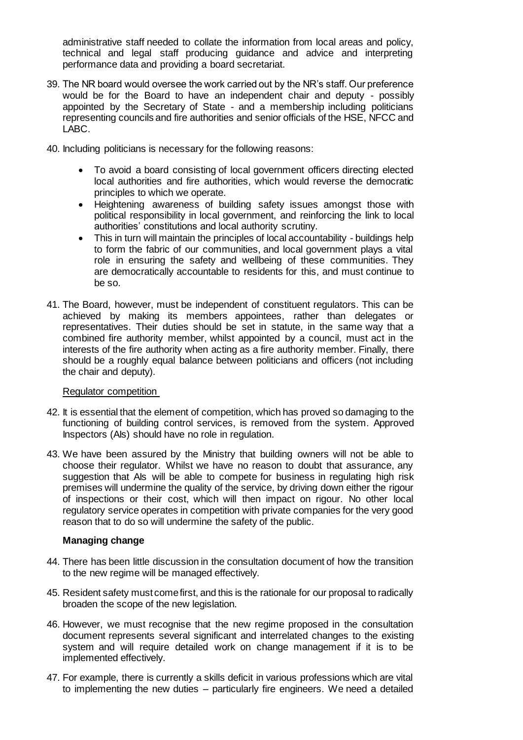administrative staff needed to collate the information from local areas and policy, technical and legal staff producing guidance and advice and interpreting performance data and providing a board secretariat.

39. The NR board would oversee the work carried out by the NR's staff. Our preference would be for the Board to have an independent chair and deputy - possibly appointed by the Secretary of State - and a membership including politicians representing councils and fire authorities and senior officials of the HSE, NFCC and LABC.

40. Including politicians is necessary for the following reasons:

    - To avoid a board consisting of local government officers directing elected local authorities and fire authorities, which would reverse the democratic principles to which we operate.
    - Heightening awareness of building safety issues amongst those with political responsibility in local government, and reinforcing the link to local authorities' constitutions and local authority scrutiny.
    - This in turn will maintain the principles of local accountability - buildings help to form the fabric of our communities, and local government plays a vital role in ensuring the safety and wellbeing of these communities. They are democratically accountable to residents for this, and must continue to be so.

41. The Board, however, must be independent of constituent regulators. This can be achieved by making its members appointees, rather than delegates or representatives. Their duties should be set in statute, in the same way that a combined fire authority member, whilst appointed by a council, must act in the interests of the fire authority when acting as a fire authority member. Finally, there should be a roughly equal balance between politicians and officers (not including the chair and deputy).

Regulator competition

42. It is essential that the element of competition, which has proved so damaging to the functioning of building control services, is removed from the system. Approved Inspectors (AIs) should have no role in regulation.

43. We have been assured by the Ministry that building owners will not be able to choose their regulator. Whilst we have no reason to doubt that assurance, any suggestion that AIs will be able to compete for business in regulating high risk premises will undermine the quality of the service, by driving down either the rigour of inspections or their cost, which will then impact on rigour. No other local regulatory service operates in competition with private companies for the very good reason that to do so will undermine the safety of the public.

**Managing change**

44. There has been little discussion in the consultation document of how the transition to the new regime will be managed effectively.

45. Resident safety must come first, and this is the rationale for our proposal to radically broaden the scope of the new legislation.

46. However, we must recognise that the new regime proposed in the consultation document represents several significant and interrelated changes to the existing system and will require detailed work on change management if it is to be implemented effectively.

47. For example, there is currently a skills deficit in various professions which are vital to implementing the new duties – particularly fire engineers. We need a detailed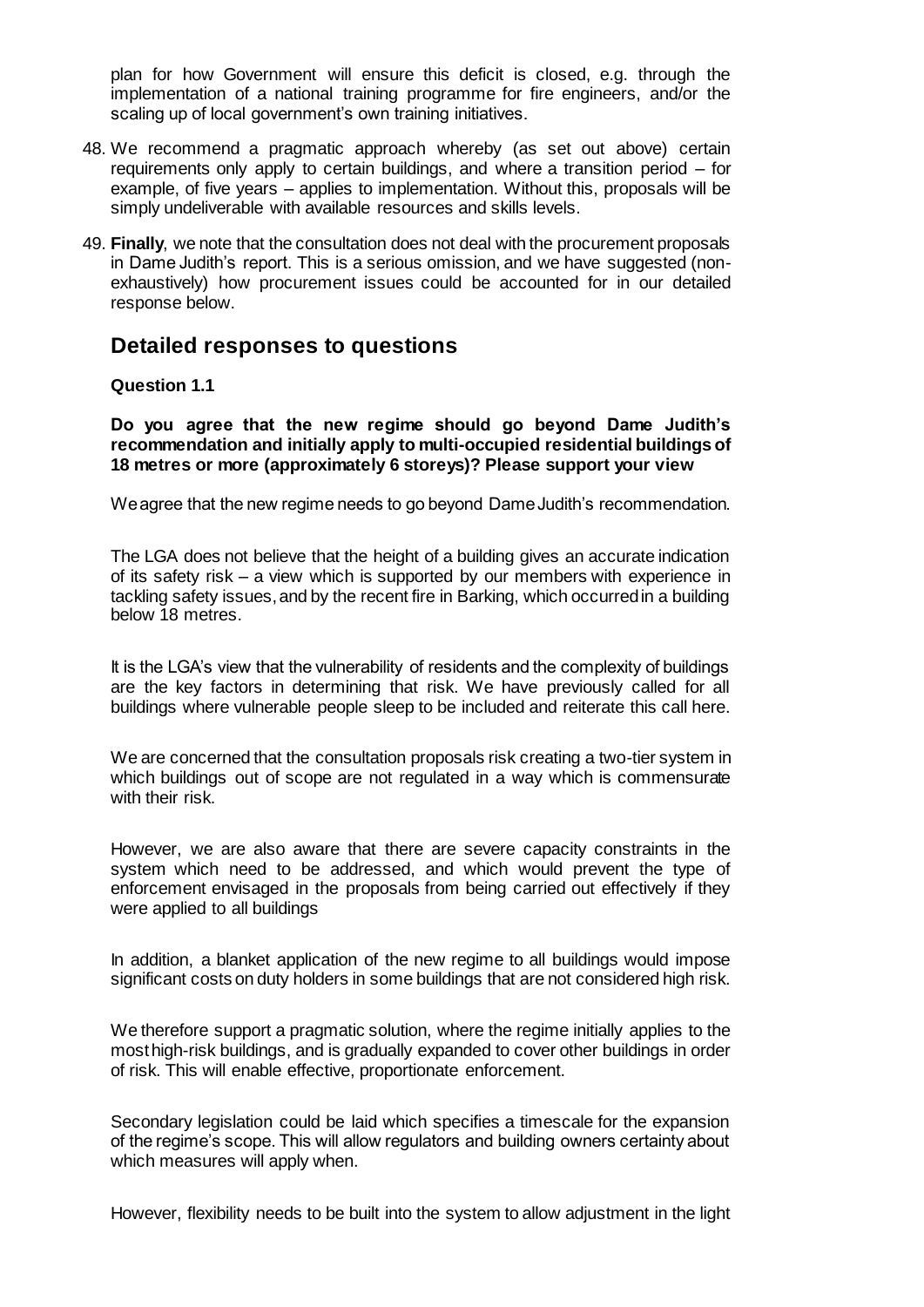plan for how Government will ensure this deficit is closed, e.g. through the implementation of a national training programme for fire engineers, and/or the scaling up of local government's own training initiatives.

48. We recommend a pragmatic approach whereby (as set out above) certain requirements only apply to certain buildings, and where a transition period – for example, of five years – applies to implementation. Without this, proposals will be simply undeliverable with available resources and skills levels.

49. **Finally**, we note that the consultation does not deal with the procurement proposals in Dame Judith's report. This is a serious omission, and we have suggested (non-exhaustively) how procurement issues could be accounted for in our detailed response below.

## Detailed responses to questions

**Question 1.1**

**Do you agree that the new regime should go beyond Dame Judith's recommendation and initially apply to multi-occupied residential buildings of 18 metres or more (approximately 6 storeys)? Please support your view**

We agree that the new regime needs to go beyond Dame Judith's recommendation.

The LGA does not believe that the height of a building gives an accurate indication of its safety risk – a view which is supported by our members with experience in tackling safety issues, and by the recent fire in Barking, which occurred in a building below 18 metres.

It is the LGA's view that the vulnerability of residents and the complexity of buildings are the key factors in determining that risk. We have previously called for all buildings where vulnerable people sleep to be included and reiterate this call here.

We are concerned that the consultation proposals risk creating a two-tier system in which buildings out of scope are not regulated in a way which is commensurate with their risk.

However, we are also aware that there are severe capacity constraints in the system which need to be addressed, and which would prevent the type of enforcement envisaged in the proposals from being carried out effectively if they were applied to all buildings

In addition, a blanket application of the new regime to all buildings would impose significant costs on duty holders in some buildings that are not considered high risk.

We therefore support a pragmatic solution, where the regime initially applies to the most high-risk buildings, and is gradually expanded to cover other buildings in order of risk. This will enable effective, proportionate enforcement.

Secondary legislation could be laid which specifies a timescale for the expansion of the regime's scope. This will allow regulators and building owners certainty about which measures will apply when.

However, flexibility needs to be built into the system to allow adjustment in the light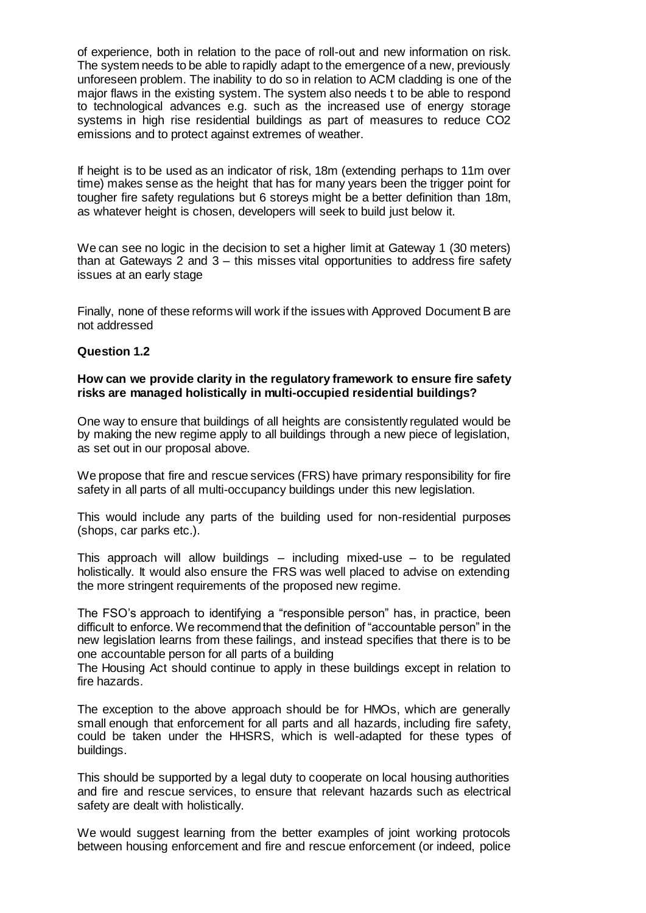of experience, both in relation to the pace of roll-out and new information on risk. The system needs to be able to rapidly adapt to the emergence of a new, previously unforeseen problem. The inability to do so in relation to ACM cladding is one of the major flaws in the existing system. The system also needs t to be able to respond to technological advances e.g. such as the increased use of energy storage systems in high rise residential buildings as part of measures to reduce $CO_2$ emissions and to protect against extremes of weather.

If height is to be used as an indicator of risk, 18m (extending perhaps to 11m over time) makes sense as the height that has for many years been the trigger point for tougher fire safety regulations but 6 storeys might be a better definition than 18m, as whatever height is chosen, developers will seek to build just below it.

We can see no logic in the decision to set a higher limit at Gateway 1 (30 meters) than at Gateways 2 and 3 – this misses vital opportunities to address fire safety issues at an early stage

Finally, none of these reforms will work if the issues with Approved Document B are not addressed

**Question 1.2**

**How can we provide clarity in the regulatory framework to ensure fire safety risks are managed holistically in multi-occupied residential buildings?**

One way to ensure that buildings of all heights are consistently regulated would be by making the new regime apply to all buildings through a new piece of legislation, as set out in our proposal above.

We propose that fire and rescue services (FRS) have primary responsibility for fire safety in all parts of all multi-occupancy buildings under this new legislation.

This would include any parts of the building used for non-residential purposes (shops, car parks etc.).

This approach will allow buildings – including mixed-use – to be regulated holistically. It would also ensure the FRS was well placed to advise on extending the more stringent requirements of the proposed new regime.

The FSO's approach to identifying a "responsible person" has, in practice, been difficult to enforce. We recommend that the definition of "accountable person" in the new legislation learns from these failings, and instead specifies that there is to be one accountable person for all parts of a building

The Housing Act should continue to apply in these buildings except in relation to fire hazards.

The exception to the above approach should be for HMOs, which are generally small enough that enforcement for all parts and all hazards, including fire safety, could be taken under the HHSRS, which is well-adapted for these types of buildings.

This should be supported by a legal duty to cooperate on local housing authorities and fire and rescue services, to ensure that relevant hazards such as electrical safety are dealt with holistically.

We would suggest learning from the better examples of joint working protocols between housing enforcement and fire and rescue enforcement (or indeed, police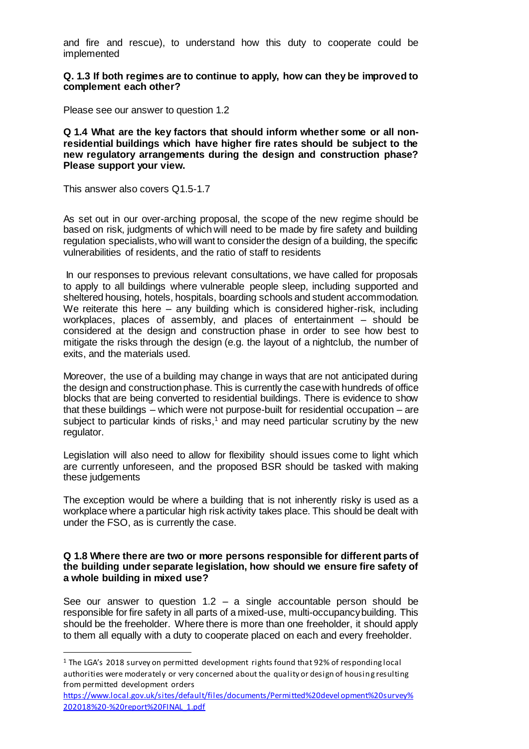and fire and rescue), to understand how this duty to cooperate could be implemented

**Q. 1.3 If both regimes are to continue to apply, how can they be improved to complement each other?**

Please see our answer to question 1.2

**Q 1.4 What are the key factors that should inform whether some or all non-residential buildings which have higher fire rates should be subject to the new regulatory arrangements during the design and construction phase? Please support your view.**

This answer also covers Q1.5-1.7

As set out in our over-arching proposal, the scope of the new regime should be based on risk, judgments of which will need to be made by fire safety and building regulation specialists, who will want to consider the design of a building, the specific vulnerabilities of residents, and the ratio of staff to residents

In our responses to previous relevant consultations, we have called for proposals to apply to all buildings where vulnerable people sleep, including supported and sheltered housing, hotels, hospitals, boarding schools and student accommodation. We reiterate this here – any building which is considered higher-risk, including workplaces, places of assembly, and places of entertainment – should be considered at the design and construction phase in order to see how best to mitigate the risks through the design (e.g. the layout of a nightclub, the number of exits, and the materials used.

Moreover, the use of a building may change in ways that are not anticipated during the design and construction phase. This is currently the case with hundreds of office blocks that are being converted to residential buildings. There is evidence to show that these buildings – which were not purpose-built for residential occupation – are subject to particular kinds of risks,[1] and may need particular scrutiny by the new regulator.

Legislation will also need to allow for flexibility should issues come to light which are currently unforeseen, and the proposed BSR should be tasked with making these judgements

The exception would be where a building that is not inherently risky is used as a workplace where a particular high risk activity takes place. This should be dealt with under the FSO, as is currently the case.

**Q 1.8 Where there are two or more persons responsible for different parts of the building under separate legislation, how should we ensure fire safety of a whole building in mixed use?**

See our answer to question 1.2 – a single accountable person should be responsible for fire safety in all parts of a mixed-use, multi-occupancy building. This should be the freeholder. Where there is more than one freeholder, it should apply to them all equally with a duty to cooperate placed on each and every freeholder.

---

[1] The LGA's 2018 survey on permitted development rights found that 92% of responding local authorities were moderately or very concerned about the quality or design of housing resulting from permitted development orders https://www.local.gov.uk/sites/default/files/documents/Permitted%20development%20survey%202018%20-%20report%20FINAL_1.pdf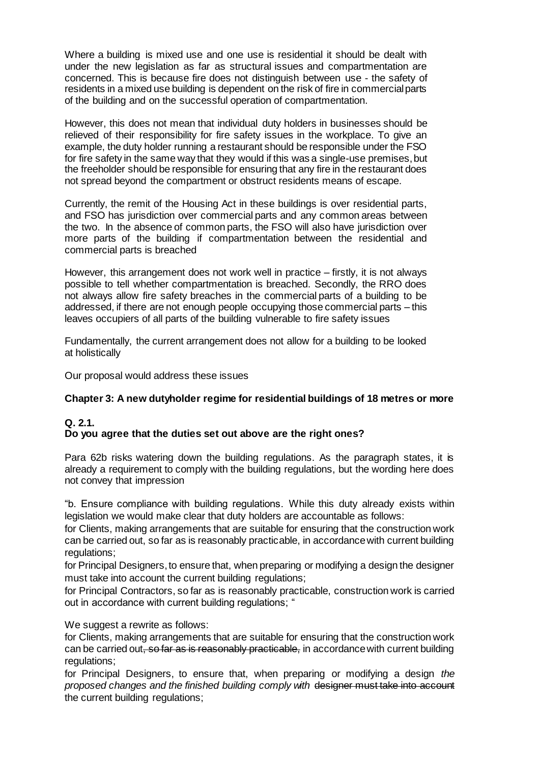Where a building is mixed use and one use is residential it should be dealt with under the new legislation as far as structural issues and compartmentation are concerned. This is because fire does not distinguish between use - the safety of residents in a mixed use building is dependent on the risk of fire in commercial parts of the building and on the successful operation of compartmentation.

However, this does not mean that individual duty holders in businesses should be relieved of their responsibility for fire safety issues in the workplace. To give an example, the duty holder running a restaurant should be responsible under the FSO for fire safety in the same way that they would if this was a single-use premises, but the freeholder should be responsible for ensuring that any fire in the restaurant does not spread beyond the compartment or obstruct residents means of escape.

Currently, the remit of the Housing Act in these buildings is over residential parts, and FSO has jurisdiction over commercial parts and any common areas between the two. In the absence of common parts, the FSO will also have jurisdiction over more parts of the building if compartmentation between the residential and commercial parts is breached

However, this arrangement does not work well in practice – firstly, it is not always possible to tell whether compartmentation is breached. Secondly, the RRO does not always allow fire safety breaches in the commercial parts of a building to be addressed, if there are not enough people occupying those commercial parts – this leaves occupiers of all parts of the building vulnerable to fire safety issues

Fundamentally, the current arrangement does not allow for a building to be looked at holistically

Our proposal would address these issues

**Chapter 3: A new dutyholder regime for residential buildings of 18 metres or more**

**Q. 2.1.**
**Do you agree that the duties set out above are the right ones?**

Para 62b risks watering down the building regulations. As the paragraph states, it is already a requirement to comply with the building regulations, but the wording here does not convey that impression

"b. Ensure compliance with building regulations. While this duty already exists within legislation we would make clear that duty holders are accountable as follows:
for Clients, making arrangements that are suitable for ensuring that the construction work can be carried out, so far as is reasonably practicable, in accordance with current building regulations;
for Principal Designers, to ensure that, when preparing or modifying a design the designer must take into account the current building regulations;
for Principal Contractors, so far as is reasonably practicable, construction work is carried out in accordance with current building regulations; "

We suggest a rewrite as follows:
for Clients, making arrangements that are suitable for ensuring that the construction work can be carried out~~, so far as is reasonably practicable,~~ in accordance with current building regulations;
for Principal Designers, to ensure that, when preparing or modifying a design *the proposed changes and the finished building comply with* ~~designer must take into account~~ the current building regulations;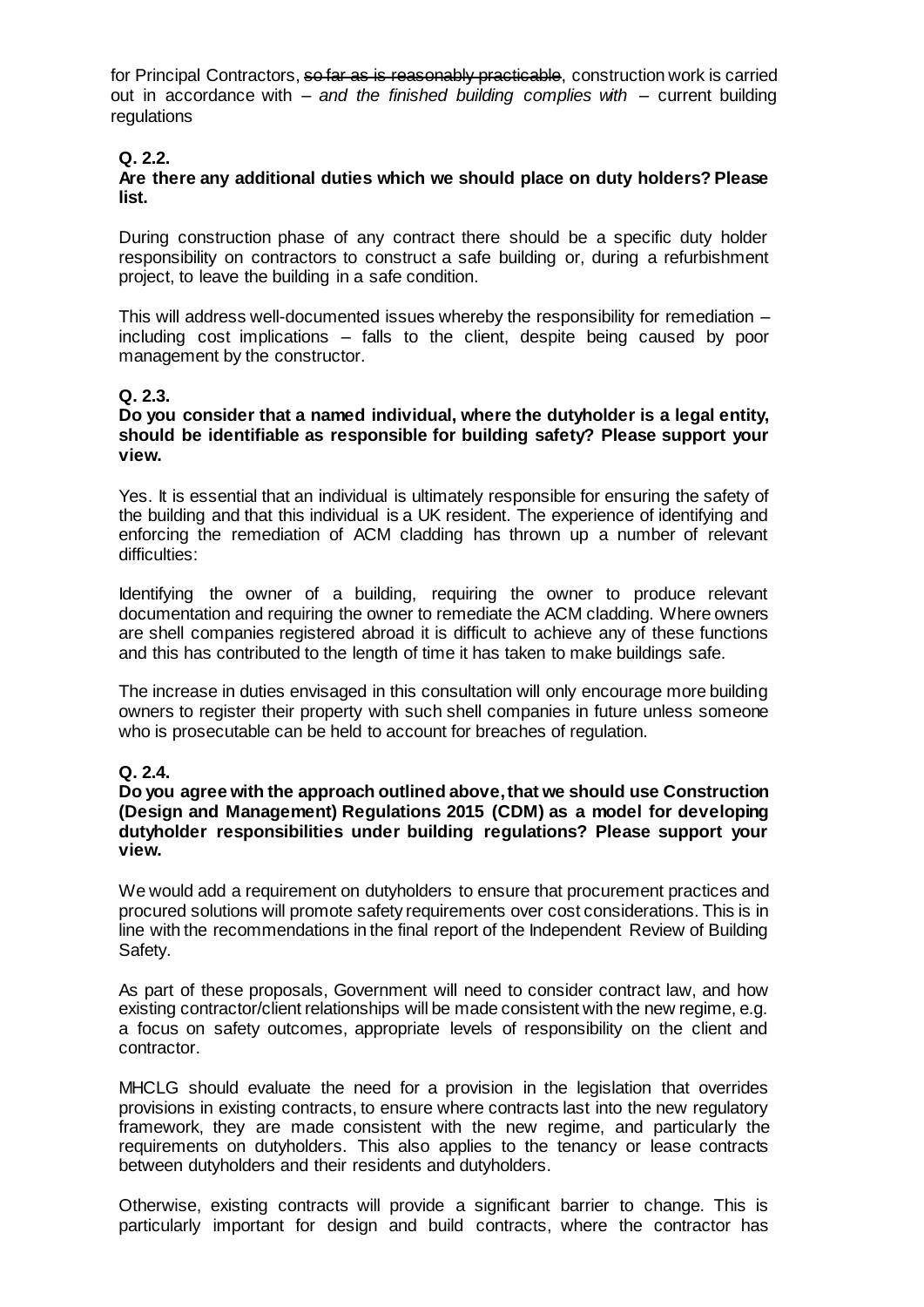for Principal Contractors, ~~so far as is reasonably practicable~~, construction work is carried out in accordance with – *and the finished building complies with* – current building regulations

**Q. 2.2.**
**Are there any additional duties which we should place on duty holders? Please list.**

During construction phase of any contract there should be a specific duty holder responsibility on contractors to construct a safe building or, during a refurbishment project, to leave the building in a safe condition.

This will address well-documented issues whereby the responsibility for remediation – including cost implications – falls to the client, despite being caused by poor management by the constructor.

**Q. 2.3.**
**Do you consider that a named individual, where the dutyholder is a legal entity, should be identifiable as responsible for building safety? Please support your view.**

Yes. It is essential that an individual is ultimately responsible for ensuring the safety of the building and that this individual is a UK resident. The experience of identifying and enforcing the remediation of ACM cladding has thrown up a number of relevant difficulties:

Identifying the owner of a building, requiring the owner to produce relevant documentation and requiring the owner to remediate the ACM cladding. Where owners are shell companies registered abroad it is difficult to achieve any of these functions and this has contributed to the length of time it has taken to make buildings safe.

The increase in duties envisaged in this consultation will only encourage more building owners to register their property with such shell companies in future unless someone who is prosecutable can be held to account for breaches of regulation.

**Q. 2.4.**
**Do you agree with the approach outlined above, that we should use Construction (Design and Management) Regulations 2015 (CDM) as a model for developing dutyholder responsibilities under building regulations? Please support your view.**

We would add a requirement on dutyholders to ensure that procurement practices and procured solutions will promote safety requirements over cost considerations. This is in line with the recommendations in the final report of the Independent Review of Building Safety.

As part of these proposals, Government will need to consider contract law, and how existing contractor/client relationships will be made consistent with the new regime, e.g. a focus on safety outcomes, appropriate levels of responsibility on the client and contractor.

MHCLG should evaluate the need for a provision in the legislation that overrides provisions in existing contracts, to ensure where contracts last into the new regulatory framework, they are made consistent with the new regime, and particularly the requirements on dutyholders. This also applies to the tenancy or lease contracts between dutyholders and their residents and dutyholders.

Otherwise, existing contracts will provide a significant barrier to change. This is particularly important for design and build contracts, where the contractor has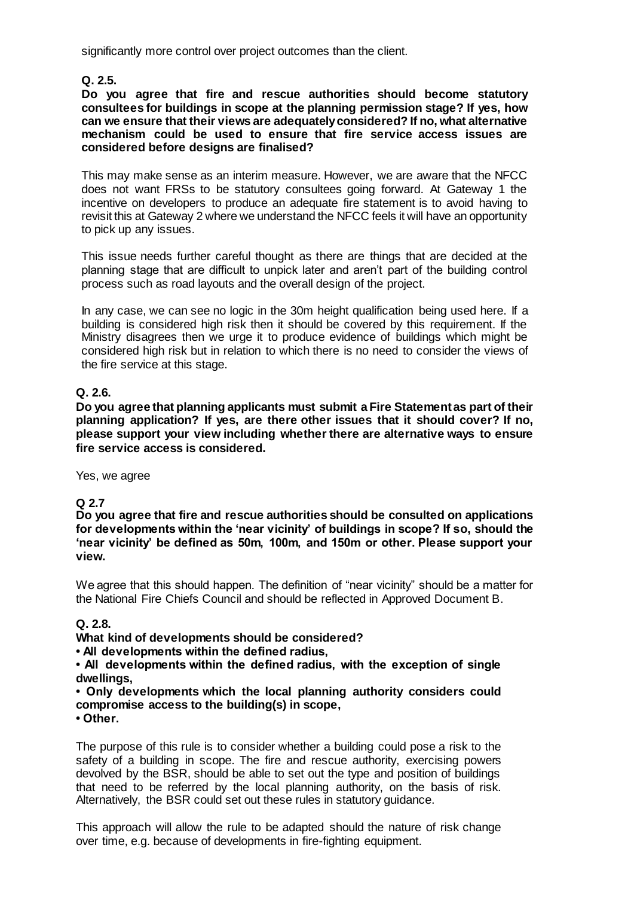significantly more control over project outcomes than the client.

**Q. 2.5.**

**Do you agree that fire and rescue authorities should become statutory consultees for buildings in scope at the planning permission stage? If yes, how can we ensure that their views are adequately considered? If no, what alternative mechanism could be used to ensure that fire service access issues are considered before designs are finalised?**

This may make sense as an interim measure. However, we are aware that the NFCC does not want FRSs to be statutory consultees going forward. At Gateway 1 the incentive on developers to produce an adequate fire statement is to avoid having to revisit this at Gateway 2 where we understand the NFCC feels it will have an opportunity to pick up any issues.

This issue needs further careful thought as there are things that are decided at the planning stage that are difficult to unpick later and aren't part of the building control process such as road layouts and the overall design of the project.

In any case, we can see no logic in the 30m height qualification being used here. If a building is considered high risk then it should be covered by this requirement. If the Ministry disagrees then we urge it to produce evidence of buildings which might be considered high risk but in relation to which there is no need to consider the views of the fire service at this stage.

**Q. 2.6.**

**Do you agree that planning applicants must submit a Fire Statement as part of their planning application? If yes, are there other issues that it should cover? If no, please support your view including whether there are alternative ways to ensure fire service access is considered.**

Yes, we agree

**Q 2.7**

**Do you agree that fire and rescue authorities should be consulted on applications for developments within the 'near vicinity' of buildings in scope? If so, should the 'near vicinity' be defined as 50m, 100m, and 150m or other. Please support your view.**

We agree that this should happen. The definition of "near vicinity" should be a matter for the National Fire Chiefs Council and should be reflected in Approved Document B.

**Q. 2.8.**

**What kind of developments should be considered?**

- **All developments within the defined radius,**
- **All developments within the defined radius, with the exception of single dwellings,**
- **Only developments which the local planning authority considers could compromise access to the building(s) in scope,**
- **Other.**

The purpose of this rule is to consider whether a building could pose a risk to the safety of a building in scope. The fire and rescue authority, exercising powers devolved by the BSR, should be able to set out the type and position of buildings that need to be referred by the local planning authority, on the basis of risk. Alternatively, the BSR could set out these rules in statutory guidance.

This approach will allow the rule to be adapted should the nature of risk change over time, e.g. because of developments in fire-fighting equipment.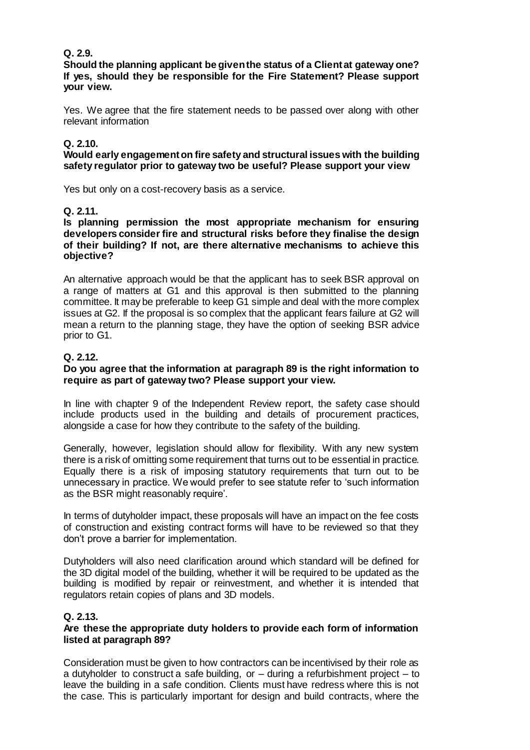**Q. 2.9.**
**Should the planning applicant be given the status of a Client at gateway one? If yes, should they be responsible for the Fire Statement? Please support your view.**

Yes. We agree that the fire statement needs to be passed over along with other relevant information

**Q. 2.10.**
**Would early engagement on fire safety and structural issues with the building safety regulator prior to gateway two be useful? Please support your view**

Yes but only on a cost-recovery basis as a service.

**Q. 2.11.**
**Is planning permission the most appropriate mechanism for ensuring developers consider fire and structural risks before they finalise the design of their building? If not, are there alternative mechanisms to achieve this objective?**

An alternative approach would be that the applicant has to seek BSR approval on a range of matters at G1 and this approval is then submitted to the planning committee. It may be preferable to keep G1 simple and deal with the more complex issues at G2. If the proposal is so complex that the applicant fears failure at G2 will mean a return to the planning stage, they have the option of seeking BSR advice prior to G1.

**Q. 2.12.**
**Do you agree that the information at paragraph 89 is the right information to require as part of gateway two? Please support your view.**

In line with chapter 9 of the Independent Review report, the safety case should include products used in the building and details of procurement practices, alongside a case for how they contribute to the safety of the building.

Generally, however, legislation should allow for flexibility. With any new system there is a risk of omitting some requirement that turns out to be essential in practice. Equally there is a risk of imposing statutory requirements that turn out to be unnecessary in practice. We would prefer to see statute refer to 'such information as the BSR might reasonably require'.

In terms of dutyholder impact, these proposals will have an impact on the fee costs of construction and existing contract forms will have to be reviewed so that they don't prove a barrier for implementation.

Dutyholders will also need clarification around which standard will be defined for the 3D digital model of the building, whether it will be required to be updated as the building is modified by repair or reinvestment, and whether it is intended that regulators retain copies of plans and 3D models.

**Q. 2.13.**
**Are these the appropriate duty holders to provide each form of information listed at paragraph 89?**

Consideration must be given to how contractors can be incentivised by their role as a dutyholder to construct a safe building, or – during a refurbishment project – to leave the building in a safe condition. Clients must have redress where this is not the case. This is particularly important for design and build contracts, where the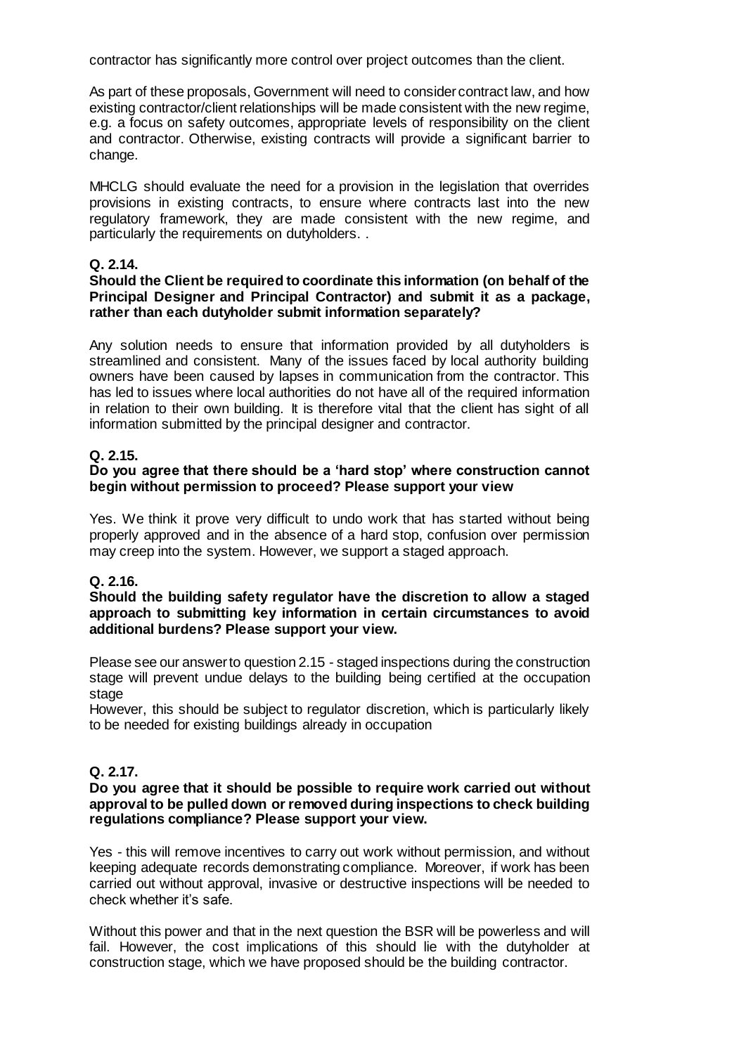contractor has significantly more control over project outcomes than the client.

As part of these proposals, Government will need to consider contract law, and how existing contractor/client relationships will be made consistent with the new regime, e.g. a focus on safety outcomes, appropriate levels of responsibility on the client and contractor. Otherwise, existing contracts will provide a significant barrier to change.

MHCLG should evaluate the need for a provision in the legislation that overrides provisions in existing contracts, to ensure where contracts last into the new regulatory framework, they are made consistent with the new regime, and particularly the requirements on dutyholders. .

**Q. 2.14.**
**Should the Client be required to coordinate this information (on behalf of the Principal Designer and Principal Contractor) and submit it as a package, rather than each dutyholder submit information separately?**

Any solution needs to ensure that information provided by all dutyholders is streamlined and consistent. Many of the issues faced by local authority building owners have been caused by lapses in communication from the contractor. This has led to issues where local authorities do not have all of the required information in relation to their own building. It is therefore vital that the client has sight of all information submitted by the principal designer and contractor.

**Q. 2.15.**
**Do you agree that there should be a 'hard stop' where construction cannot begin without permission to proceed? Please support your view**

Yes. We think it prove very difficult to undo work that has started without being properly approved and in the absence of a hard stop, confusion over permission may creep into the system. However, we support a staged approach.

**Q. 2.16.**
**Should the building safety regulator have the discretion to allow a staged approach to submitting key information in certain circumstances to avoid additional burdens? Please support your view.**

Please see our answer to question 2.15 - staged inspections during the construction stage will prevent undue delays to the building being certified at the occupation stage
However, this should be subject to regulator discretion, which is particularly likely to be needed for existing buildings already in occupation

**Q. 2.17.**
**Do you agree that it should be possible to require work carried out without approval to be pulled down or removed during inspections to check building regulations compliance? Please support your view.**

Yes - this will remove incentives to carry out work without permission, and without keeping adequate records demonstrating compliance. Moreover, if work has been carried out without approval, invasive or destructive inspections will be needed to check whether it's safe.

Without this power and that in the next question the BSR will be powerless and will fail. However, the cost implications of this should lie with the dutyholder at construction stage, which we have proposed should be the building contractor.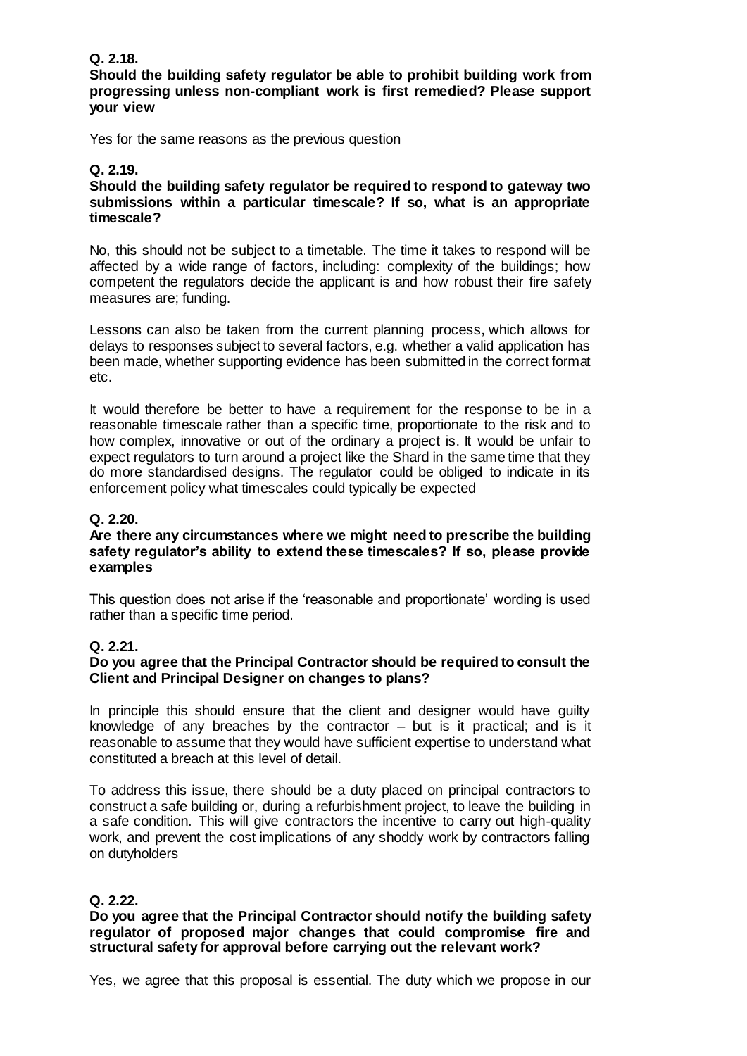**Q. 2.18.**
**Should the building safety regulator be able to prohibit building work from progressing unless non-compliant work is first remedied? Please support your view**

Yes for the same reasons as the previous question

**Q. 2.19.**
**Should the building safety regulator be required to respond to gateway two submissions within a particular timescale? If so, what is an appropriate timescale?**

No, this should not be subject to a timetable. The time it takes to respond will be affected by a wide range of factors, including: complexity of the buildings; how competent the regulators decide the applicant is and how robust their fire safety measures are; funding.

Lessons can also be taken from the current planning process, which allows for delays to responses subject to several factors, e.g. whether a valid application has been made, whether supporting evidence has been submitted in the correct format etc.

It would therefore be better to have a requirement for the response to be in a reasonable timescale rather than a specific time, proportionate to the risk and to how complex, innovative or out of the ordinary a project is. It would be unfair to expect regulators to turn around a project like the Shard in the same time that they do more standardised designs. The regulator could be obliged to indicate in its enforcement policy what timescales could typically be expected

**Q. 2.20.**
**Are there any circumstances where we might need to prescribe the building safety regulator's ability to extend these timescales? If so, please provide examples**

This question does not arise if the 'reasonable and proportionate' wording is used rather than a specific time period.

**Q. 2.21.**
**Do you agree that the Principal Contractor should be required to consult the Client and Principal Designer on changes to plans?**

In principle this should ensure that the client and designer would have guilty knowledge of any breaches by the contractor – but is it practical; and is it reasonable to assume that they would have sufficient expertise to understand what constituted a breach at this level of detail.

To address this issue, there should be a duty placed on principal contractors to construct a safe building or, during a refurbishment project, to leave the building in a safe condition. This will give contractors the incentive to carry out high-quality work, and prevent the cost implications of any shoddy work by contractors falling on dutyholders

**Q. 2.22.**
**Do you agree that the Principal Contractor should notify the building safety regulator of proposed major changes that could compromise fire and structural safety for approval before carrying out the relevant work?**

Yes, we agree that this proposal is essential. The duty which we propose in our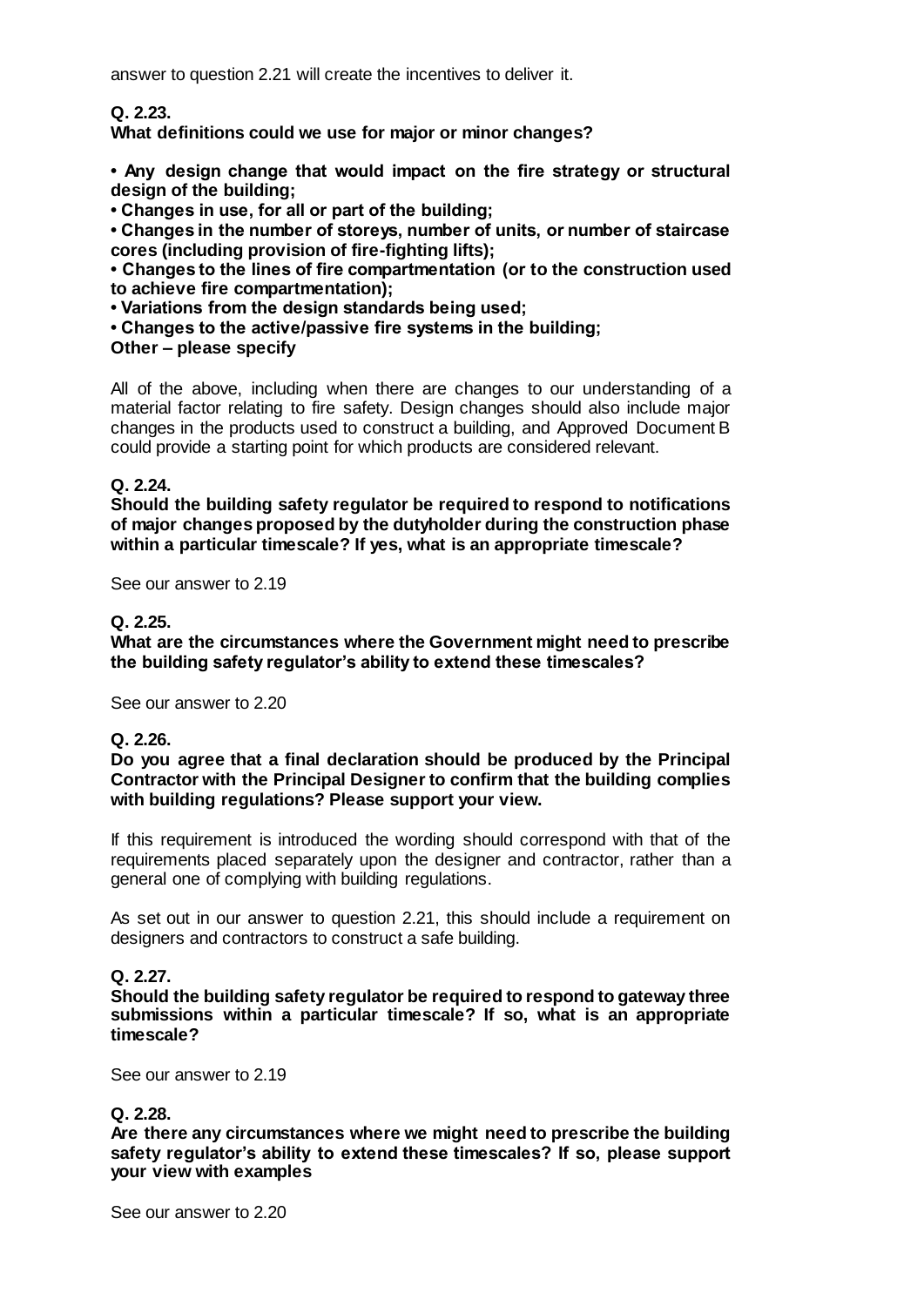answer to question 2.21 will create the incentives to deliver it.

**Q. 2.23.**
**What definitions could we use for major or minor changes?**

- **Any design change that would impact on the fire strategy or structural design of the building;**
- **Changes in use, for all or part of the building;**
- **Changes in the number of storeys, number of units, or number of staircase cores (including provision of fire-fighting lifts);**
- **Changes to the lines of fire compartmentation (or to the construction used to achieve fire compartmentation);**
- **Variations from the design standards being used;**
- **Changes to the active/passive fire systems in the building;**

**Other – please specify**

All of the above, including when there are changes to our understanding of a material factor relating to fire safety. Design changes should also include major changes in the products used to construct a building, and Approved Document B could provide a starting point for which products are considered relevant.

**Q. 2.24.**
**Should the building safety regulator be required to respond to notifications of major changes proposed by the dutyholder during the construction phase within a particular timescale? If yes, what is an appropriate timescale?**

See our answer to 2.19

**Q. 2.25.**
**What are the circumstances where the Government might need to prescribe the building safety regulator's ability to extend these timescales?**

See our answer to 2.20

**Q. 2.26.**
**Do you agree that a final declaration should be produced by the Principal Contractor with the Principal Designer to confirm that the building complies with building regulations? Please support your view.**

If this requirement is introduced the wording should correspond with that of the requirements placed separately upon the designer and contractor, rather than a general one of complying with building regulations.

As set out in our answer to question 2.21, this should include a requirement on designers and contractors to construct a safe building.

**Q. 2.27.**
**Should the building safety regulator be required to respond to gateway three submissions within a particular timescale? If so, what is an appropriate timescale?**

See our answer to 2.19

**Q. 2.28.**
**Are there any circumstances where we might need to prescribe the building safety regulator's ability to extend these timescales? If so, please support your view with examples**

See our answer to 2.20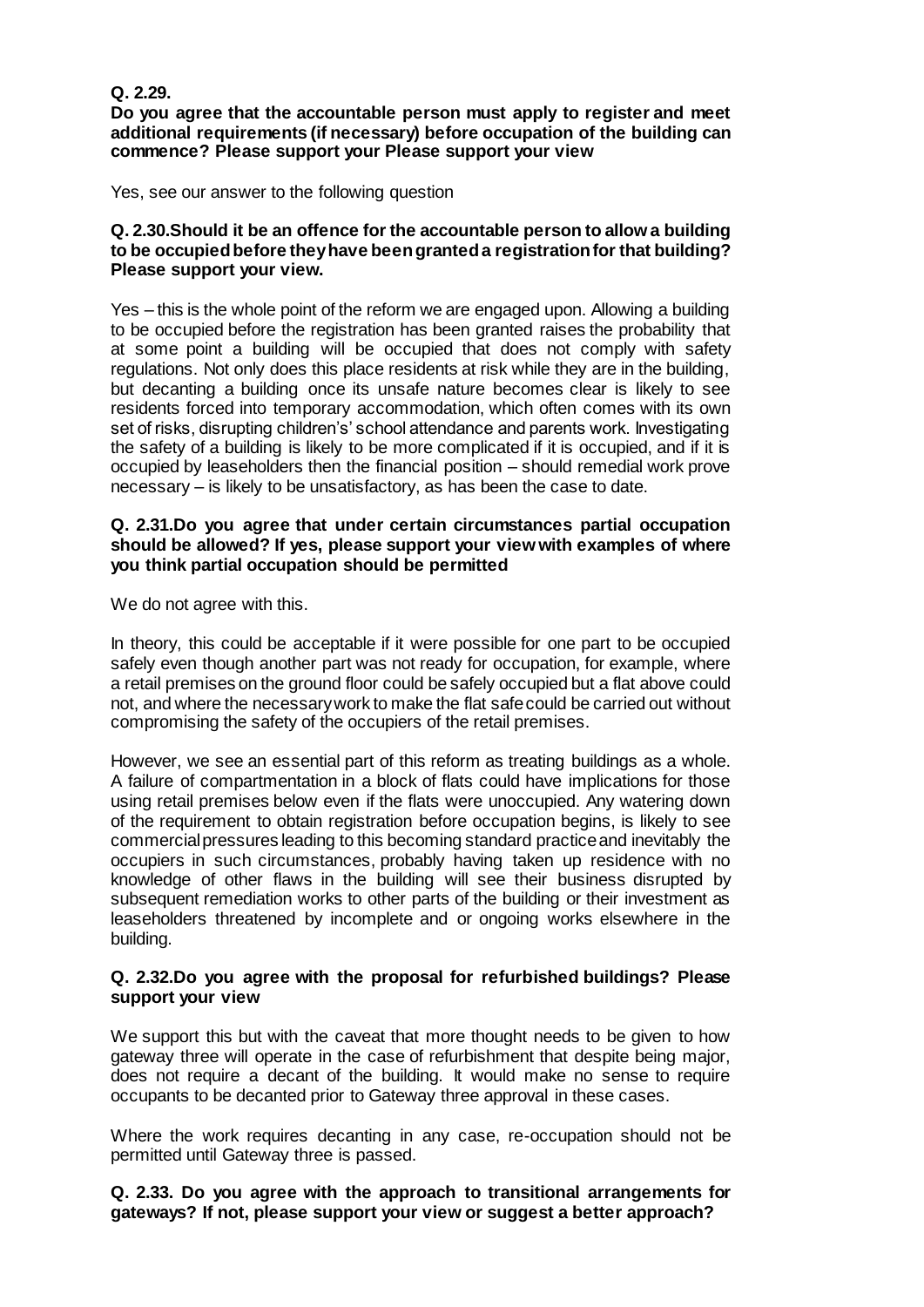**Q. 2.29.**
**Do you agree that the accountable person must apply to register and meet additional requirements (if necessary) before occupation of the building can commence? Please support your Please support your view**

Yes, see our answer to the following question

**Q. 2.30.Should it be an offence for the accountable person to allow a building to be occupied before they have been granted a registration for that building? Please support your view.**

Yes – this is the whole point of the reform we are engaged upon. Allowing a building to be occupied before the registration has been granted raises the probability that at some point a building will be occupied that does not comply with safety regulations. Not only does this place residents at risk while they are in the building, but decanting a building once its unsafe nature becomes clear is likely to see residents forced into temporary accommodation, which often comes with its own set of risks, disrupting children's' school attendance and parents work. Investigating the safety of a building is likely to be more complicated if it is occupied, and if it is occupied by leaseholders then the financial position – should remedial work prove necessary – is likely to be unsatisfactory, as has been the case to date.

**Q. 2.31.Do you agree that under certain circumstances partial occupation should be allowed? If yes, please support your view with examples of where you think partial occupation should be permitted**

We do not agree with this.

In theory, this could be acceptable if it were possible for one part to be occupied safely even though another part was not ready for occupation, for example, where a retail premises on the ground floor could be safely occupied but a flat above could not, and where the necessary work to make the flat safe could be carried out without compromising the safety of the occupiers of the retail premises.

However, we see an essential part of this reform as treating buildings as a whole. A failure of compartmentation in a block of flats could have implications for those using retail premises below even if the flats were unoccupied. Any watering down of the requirement to obtain registration before occupation begins, is likely to see commercial pressures leading to this becoming standard practice and inevitably the occupiers in such circumstances, probably having taken up residence with no knowledge of other flaws in the building will see their business disrupted by subsequent remediation works to other parts of the building or their investment as leaseholders threatened by incomplete and or ongoing works elsewhere in the building.

**Q. 2.32.Do you agree with the proposal for refurbished buildings? Please support your view**

We support this but with the caveat that more thought needs to be given to how gateway three will operate in the case of refurbishment that despite being major, does not require a decant of the building. It would make no sense to require occupants to be decanted prior to Gateway three approval in these cases.

Where the work requires decanting in any case, re-occupation should not be permitted until Gateway three is passed.

**Q. 2.33. Do you agree with the approach to transitional arrangements for gateways? If not, please support your view or suggest a better approach?**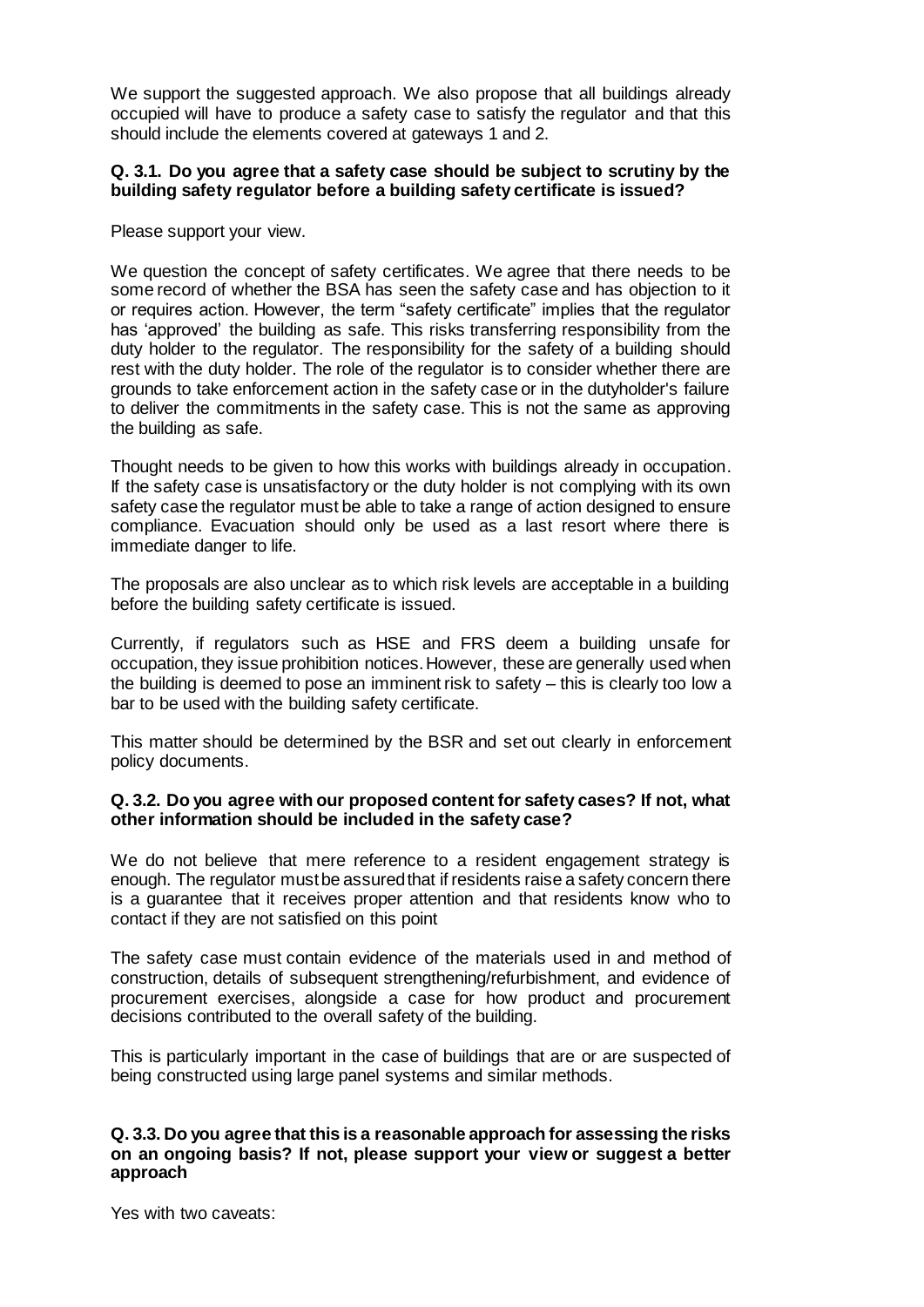We support the suggested approach. We also propose that all buildings already occupied will have to produce a safety case to satisfy the regulator and that this should include the elements covered at gateways 1 and 2.

**Q. 3.1. Do you agree that a safety case should be subject to scrutiny by the building safety regulator before a building safety certificate is issued?**

Please support your view.

We question the concept of safety certificates. We agree that there needs to be some record of whether the BSA has seen the safety case and has objection to it or requires action. However, the term "safety certificate" implies that the regulator has 'approved' the building as safe. This risks transferring responsibility from the duty holder to the regulator. The responsibility for the safety of a building should rest with the duty holder. The role of the regulator is to consider whether there are grounds to take enforcement action in the safety case or in the dutyholder's failure to deliver the commitments in the safety case. This is not the same as approving the building as safe.

Thought needs to be given to how this works with buildings already in occupation. If the safety case is unsatisfactory or the duty holder is not complying with its own safety case the regulator must be able to take a range of action designed to ensure compliance. Evacuation should only be used as a last resort where there is immediate danger to life.

The proposals are also unclear as to which risk levels are acceptable in a building before the building safety certificate is issued.

Currently, if regulators such as HSE and FRS deem a building unsafe for occupation, they issue prohibition notices. However, these are generally used when the building is deemed to pose an imminent risk to safety – this is clearly too low a bar to be used with the building safety certificate.

This matter should be determined by the BSR and set out clearly in enforcement policy documents.

**Q. 3.2. Do you agree with our proposed content for safety cases? If not, what other information should be included in the safety case?**

We do not believe that mere reference to a resident engagement strategy is enough. The regulator must be assured that if residents raise a safety concern there is a guarantee that it receives proper attention and that residents know who to contact if they are not satisfied on this point

The safety case must contain evidence of the materials used in and method of construction, details of subsequent strengthening/refurbishment, and evidence of procurement exercises, alongside a case for how product and procurement decisions contributed to the overall safety of the building.

This is particularly important in the case of buildings that are or are suspected of being constructed using large panel systems and similar methods.

**Q. 3.3. Do you agree that this is a reasonable approach for assessing the risks on an ongoing basis? If not, please support your view or suggest a better approach**

Yes with two caveats: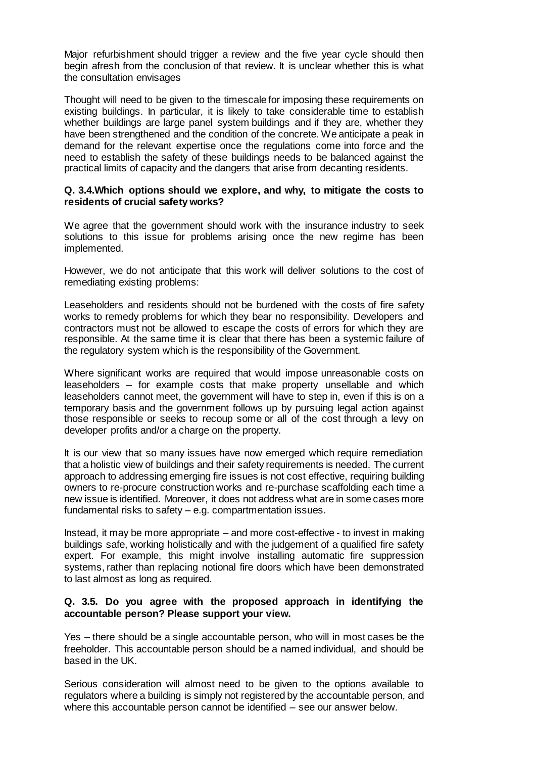Major refurbishment should trigger a review and the five year cycle should then begin afresh from the conclusion of that review. It is unclear whether this is what the consultation envisages

Thought will need to be given to the timescale for imposing these requirements on existing buildings. In particular, it is likely to take considerable time to establish whether buildings are large panel system buildings and if they are, whether they have been strengthened and the condition of the concrete. We anticipate a peak in demand for the relevant expertise once the regulations come into force and the need to establish the safety of these buildings needs to be balanced against the practical limits of capacity and the dangers that arise from decanting residents.

**Q. 3.4.Which options should we explore, and why, to mitigate the costs to residents of crucial safety works?**

We agree that the government should work with the insurance industry to seek solutions to this issue for problems arising once the new regime has been implemented.

However, we do not anticipate that this work will deliver solutions to the cost of remediating existing problems:

Leaseholders and residents should not be burdened with the costs of fire safety works to remedy problems for which they bear no responsibility. Developers and contractors must not be allowed to escape the costs of errors for which they are responsible. At the same time it is clear that there has been a systemic failure of the regulatory system which is the responsibility of the Government.

Where significant works are required that would impose unreasonable costs on leaseholders – for example costs that make property unsellable and which leaseholders cannot meet, the government will have to step in, even if this is on a temporary basis and the government follows up by pursuing legal action against those responsible or seeks to recoup some or all of the cost through a levy on developer profits and/or a charge on the property.

It is our view that so many issues have now emerged which require remediation that a holistic view of buildings and their safety requirements is needed. The current approach to addressing emerging fire issues is not cost effective, requiring building owners to re-procure construction works and re-purchase scaffolding each time a new issue is identified. Moreover, it does not address what are in some cases more fundamental risks to safety – e.g. compartmentation issues.

Instead, it may be more appropriate – and more cost-effective - to invest in making buildings safe, working holistically and with the judgement of a qualified fire safety expert. For example, this might involve installing automatic fire suppression systems, rather than replacing notional fire doors which have been demonstrated to last almost as long as required.

**Q. 3.5. Do you agree with the proposed approach in identifying the accountable person? Please support your view.**

Yes – there should be a single accountable person, who will in most cases be the freeholder. This accountable person should be a named individual, and should be based in the UK.

Serious consideration will almost need to be given to the options available to regulators where a building is simply not registered by the accountable person, and where this accountable person cannot be identified – see our answer below.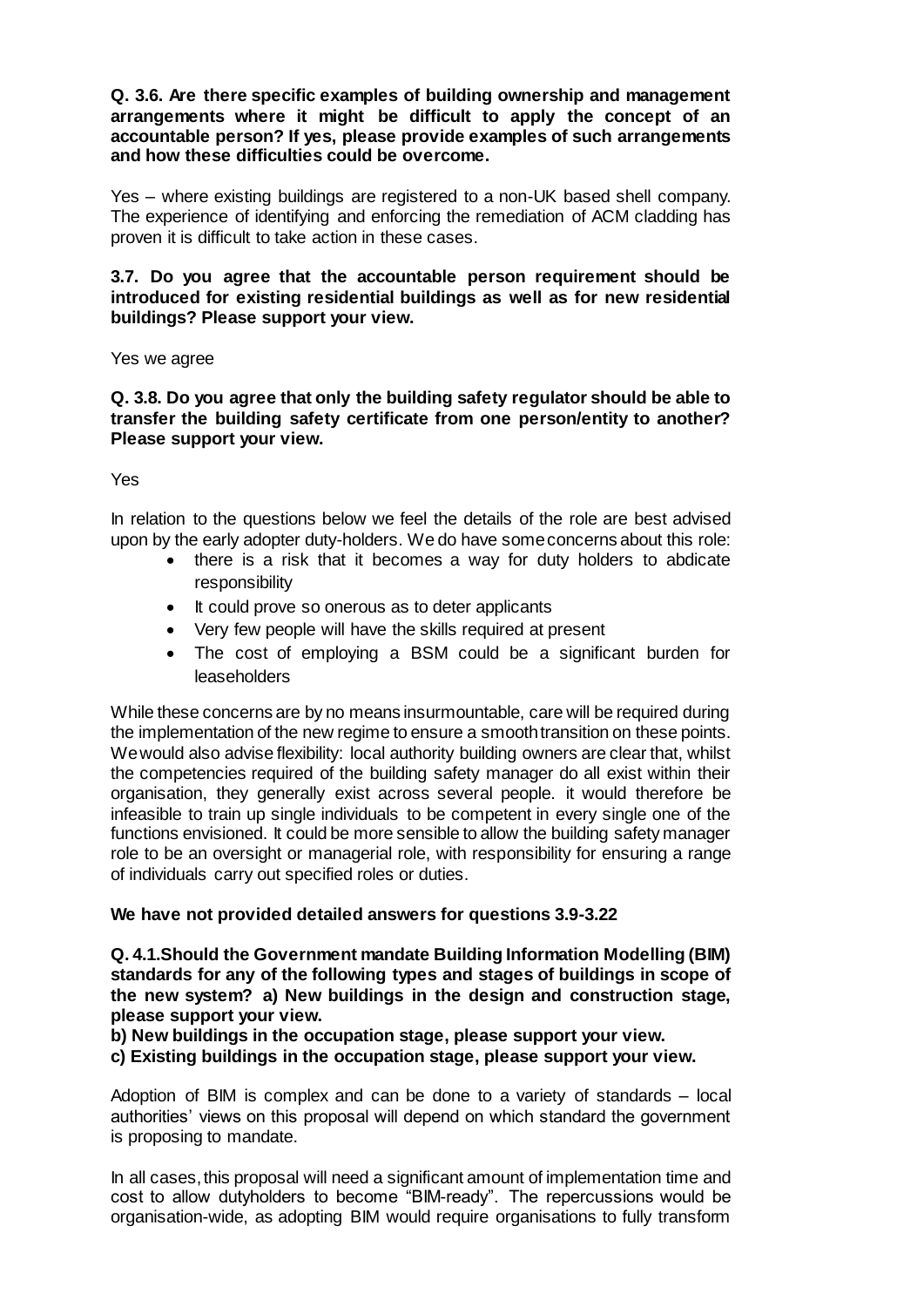**Q. 3.6. Are there specific examples of building ownership and management arrangements where it might be difficult to apply the concept of an accountable person? If yes, please provide examples of such arrangements and how these difficulties could be overcome.**

Yes – where existing buildings are registered to a non-UK based shell company. The experience of identifying and enforcing the remediation of ACM cladding has proven it is difficult to take action in these cases.

**3.7. Do you agree that the accountable person requirement should be introduced for existing residential buildings as well as for new residential buildings? Please support your view.**

Yes we agree

**Q. 3.8. Do you agree that only the building safety regulator should be able to transfer the building safety certificate from one person/entity to another? Please support your view.**

Yes

In relation to the questions below we feel the details of the role are best advised upon by the early adopter duty-holders. We do have some concerns about this role:

- there is a risk that it becomes a way for duty holders to abdicate responsibility
- It could prove so onerous as to deter applicants
- Very few people will have the skills required at present
- The cost of employing a BSM could be a significant burden for leaseholders

While these concerns are by no means insurmountable, care will be required during the implementation of the new regime to ensure a smooth transition on these points. We would also advise flexibility: local authority building owners are clear that, whilst the competencies required of the building safety manager do all exist within their organisation, they generally exist across several people. it would therefore be infeasible to train up single individuals to be competent in every single one of the functions envisioned. It could be more sensible to allow the building safety manager role to be an oversight or managerial role, with responsibility for ensuring a range of individuals carry out specified roles or duties.

**We have not provided detailed answers for questions 3.9-3.22**

**Q. 4.1.Should the Government mandate Building Information Modelling (BIM) standards for any of the following types and stages of buildings in scope of the new system? a) New buildings in the design and construction stage, please support your view.**

**b) New buildings in the occupation stage, please support your view.**

**c) Existing buildings in the occupation stage, please support your view.**

Adoption of BIM is complex and can be done to a variety of standards – local authorities' views on this proposal will depend on which standard the government is proposing to mandate.

In all cases, this proposal will need a significant amount of implementation time and cost to allow dutyholders to become "BIM-ready". The repercussions would be organisation-wide, as adopting BIM would require organisations to fully transform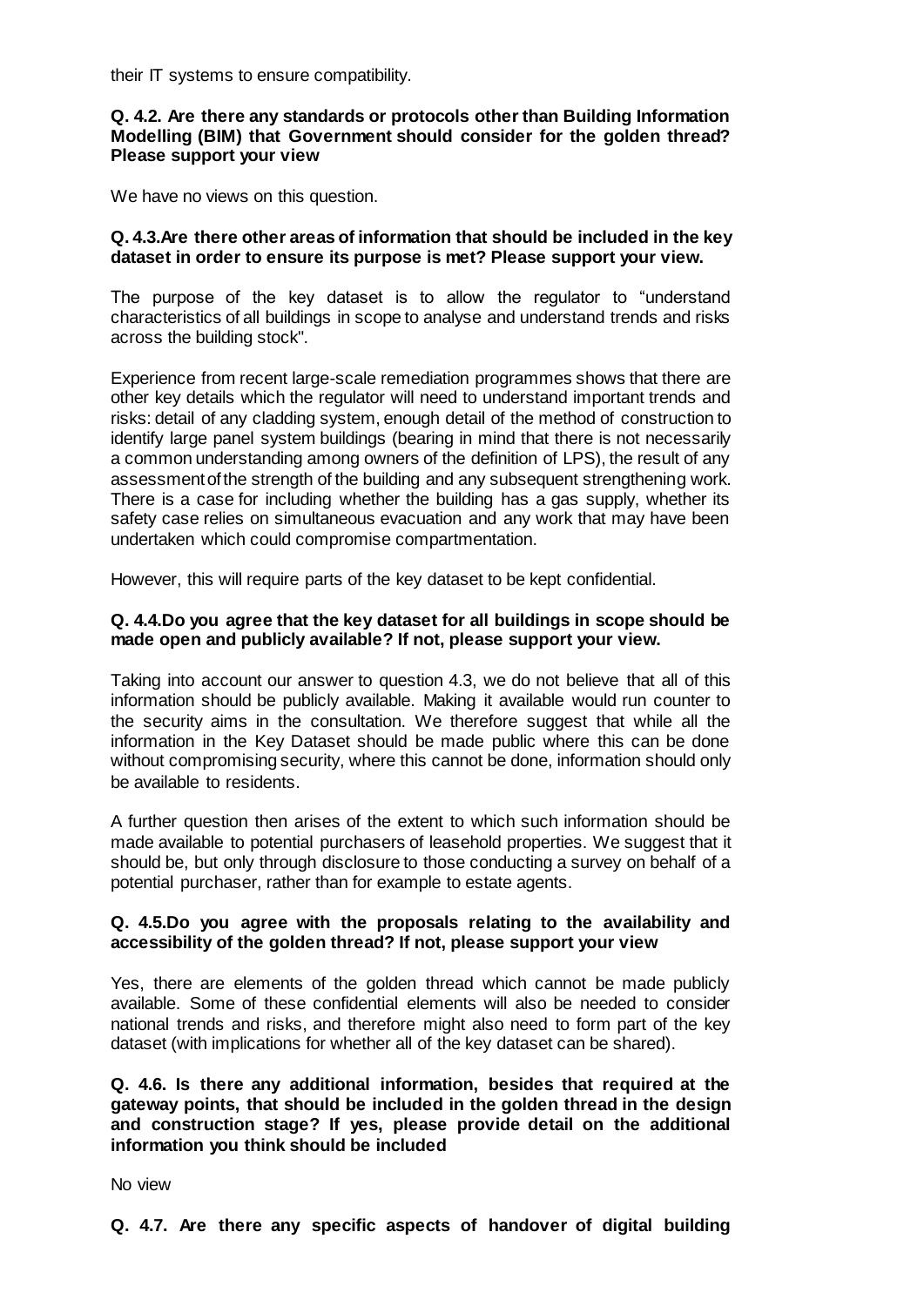their IT systems to ensure compatibility.

**Q. 4.2. Are there any standards or protocols other than Building Information Modelling (BIM) that Government should consider for the golden thread? Please support your view**

We have no views on this question.

**Q. 4.3.Are there other areas of information that should be included in the key dataset in order to ensure its purpose is met? Please support your view.**

The purpose of the key dataset is to allow the regulator to "understand characteristics of all buildings in scope to analyse and understand trends and risks across the building stock".

Experience from recent large-scale remediation programmes shows that there are other key details which the regulator will need to understand important trends and risks: detail of any cladding system, enough detail of the method of construction to identify large panel system buildings (bearing in mind that there is not necessarily a common understanding among owners of the definition of LPS), the result of any assessment of the strength of the building and any subsequent strengthening work. There is a case for including whether the building has a gas supply, whether its safety case relies on simultaneous evacuation and any work that may have been undertaken which could compromise compartmentation.

However, this will require parts of the key dataset to be kept confidential.

**Q. 4.4.Do you agree that the key dataset for all buildings in scope should be made open and publicly available? If not, please support your view.**

Taking into account our answer to question 4.3, we do not believe that all of this information should be publicly available. Making it available would run counter to the security aims in the consultation. We therefore suggest that while all the information in the Key Dataset should be made public where this can be done without compromising security, where this cannot be done, information should only be available to residents.

A further question then arises of the extent to which such information should be made available to potential purchasers of leasehold properties. We suggest that it should be, but only through disclosure to those conducting a survey on behalf of a potential purchaser, rather than for example to estate agents.

**Q. 4.5.Do you agree with the proposals relating to the availability and accessibility of the golden thread? If not, please support your view**

Yes, there are elements of the golden thread which cannot be made publicly available. Some of these confidential elements will also be needed to consider national trends and risks, and therefore might also need to form part of the key dataset (with implications for whether all of the key dataset can be shared).

**Q. 4.6. Is there any additional information, besides that required at the gateway points, that should be included in the golden thread in the design and construction stage? If yes, please provide detail on the additional information you think should be included**

No view

**Q. 4.7. Are there any specific aspects of handover of digital building**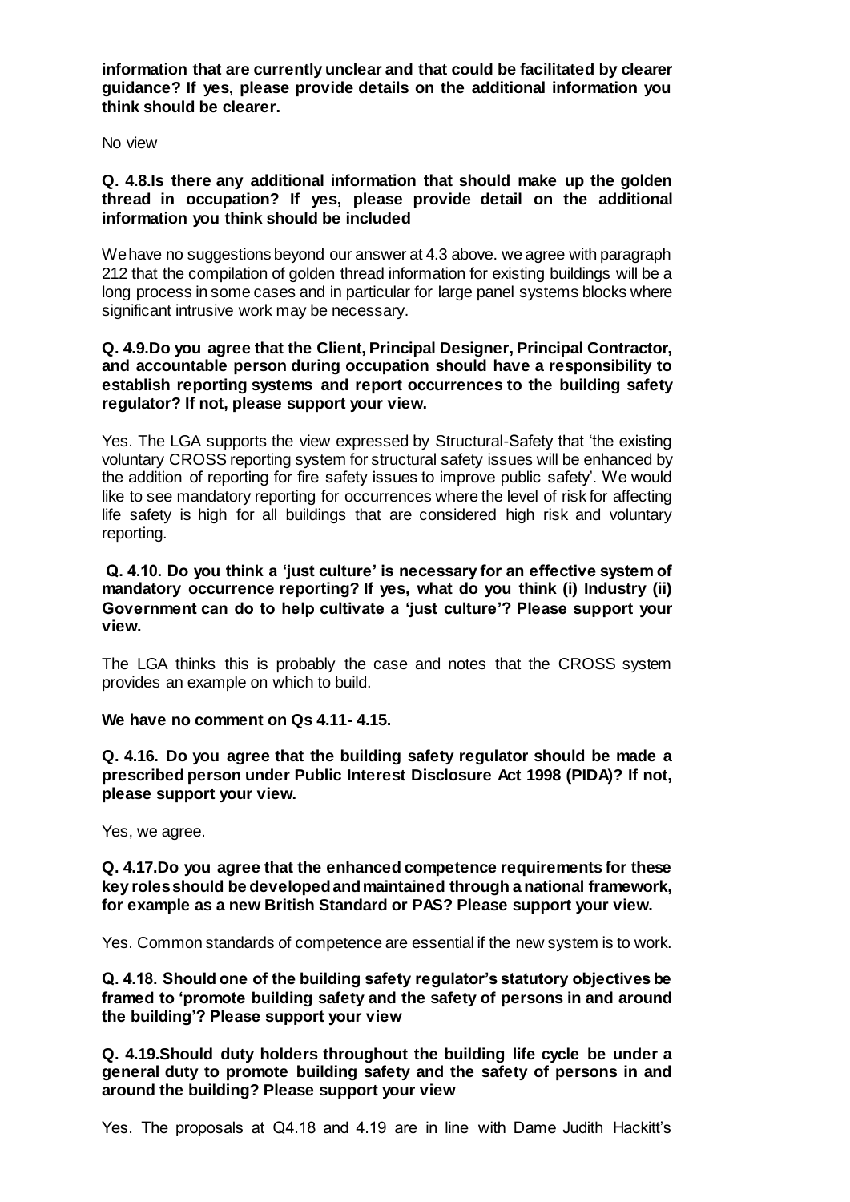**information that are currently unclear and that could be facilitated by clearer guidance? If yes, please provide details on the additional information you think should be clearer.**

No view

**Q. 4.8.Is there any additional information that should make up the golden thread in occupation? If yes, please provide detail on the additional information you think should be included**

We have no suggestions beyond our answer at 4.3 above. we agree with paragraph 212 that the compilation of golden thread information for existing buildings will be a long process in some cases and in particular for large panel systems blocks where significant intrusive work may be necessary.

**Q. 4.9.Do you agree that the Client, Principal Designer, Principal Contractor, and accountable person during occupation should have a responsibility to establish reporting systems and report occurrences to the building safety regulator? If not, please support your view.**

Yes. The LGA supports the view expressed by Structural-Safety that 'the existing voluntary CROSS reporting system for structural safety issues will be enhanced by the addition of reporting for fire safety issues to improve public safety'. We would like to see mandatory reporting for occurrences where the level of risk for affecting life safety is high for all buildings that are considered high risk and voluntary reporting.

**Q. 4.10. Do you think a 'just culture' is necessary for an effective system of mandatory occurrence reporting? If yes, what do you think (i) Industry (ii) Government can do to help cultivate a 'just culture'? Please support your view.**

The LGA thinks this is probably the case and notes that the CROSS system provides an example on which to build.

**We have no comment on Qs 4.11- 4.15.**

**Q. 4.16. Do you agree that the building safety regulator should be made a prescribed person under Public Interest Disclosure Act 1998 (PIDA)? If not, please support your view.**

Yes, we agree.

**Q. 4.17.Do you agree that the enhanced competence requirements for these key roles should be developed and maintained through a national framework, for example as a new British Standard or PAS? Please support your view.**

Yes. Common standards of competence are essential if the new system is to work.

**Q. 4.18. Should one of the building safety regulator's statutory objectives be framed to 'promote building safety and the safety of persons in and around the building'? Please support your view**

**Q. 4.19.Should duty holders throughout the building life cycle be under a general duty to promote building safety and the safety of persons in and around the building? Please support your view**

Yes. The proposals at Q4.18 and 4.19 are in line with Dame Judith Hackitt's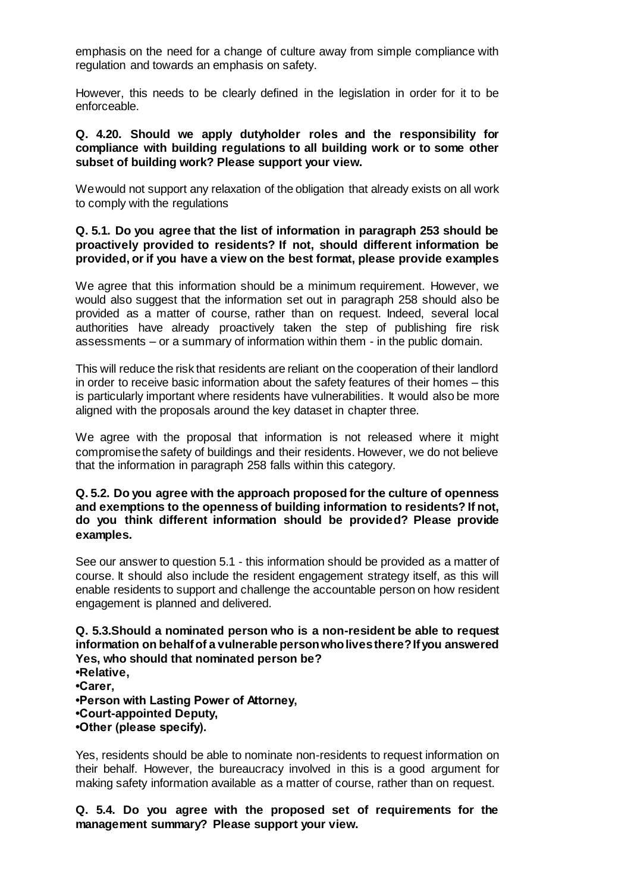emphasis on the need for a change of culture away from simple compliance with regulation and towards an emphasis on safety.

However, this needs to be clearly defined in the legislation in order for it to be enforceable.

**Q. 4.20. Should we apply dutyholder roles and the responsibility for compliance with building regulations to all building work or to some other subset of building work? Please support your view.**

We would not support any relaxation of the obligation that already exists on all work to comply with the regulations

**Q. 5.1. Do you agree that the list of information in paragraph 253 should be proactively provided to residents? If not, should different information be provided, or if you have a view on the best format, please provide examples**

We agree that this information should be a minimum requirement. However, we would also suggest that the information set out in paragraph 258 should also be provided as a matter of course, rather than on request. Indeed, several local authorities have already proactively taken the step of publishing fire risk assessments – or a summary of information within them - in the public domain.

This will reduce the risk that residents are reliant on the cooperation of their landlord in order to receive basic information about the safety features of their homes – this is particularly important where residents have vulnerabilities. It would also be more aligned with the proposals around the key dataset in chapter three.

We agree with the proposal that information is not released where it might compromise the safety of buildings and their residents. However, we do not believe that the information in paragraph 258 falls within this category.

**Q. 5.2. Do you agree with the approach proposed for the culture of openness and exemptions to the openness of building information to residents? If not, do you think different information should be provided? Please provide examples.**

See our answer to question 5.1 - this information should be provided as a matter of course. It should also include the resident engagement strategy itself, as this will enable residents to support and challenge the accountable person on how resident engagement is planned and delivered.

**Q. 5.3.Should a nominated person who is a non-resident be able to request information on behalf of a vulnerable person who lives there? If you answered Yes, who should that nominated person be?**
**•Relative,**
**•Carer,**
**•Person with Lasting Power of Attorney,**
**•Court-appointed Deputy,**
**•Other (please specify).**

Yes, residents should be able to nominate non-residents to request information on their behalf. However, the bureaucracy involved in this is a good argument for making safety information available as a matter of course, rather than on request.

**Q. 5.4. Do you agree with the proposed set of requirements for the management summary? Please support your view.**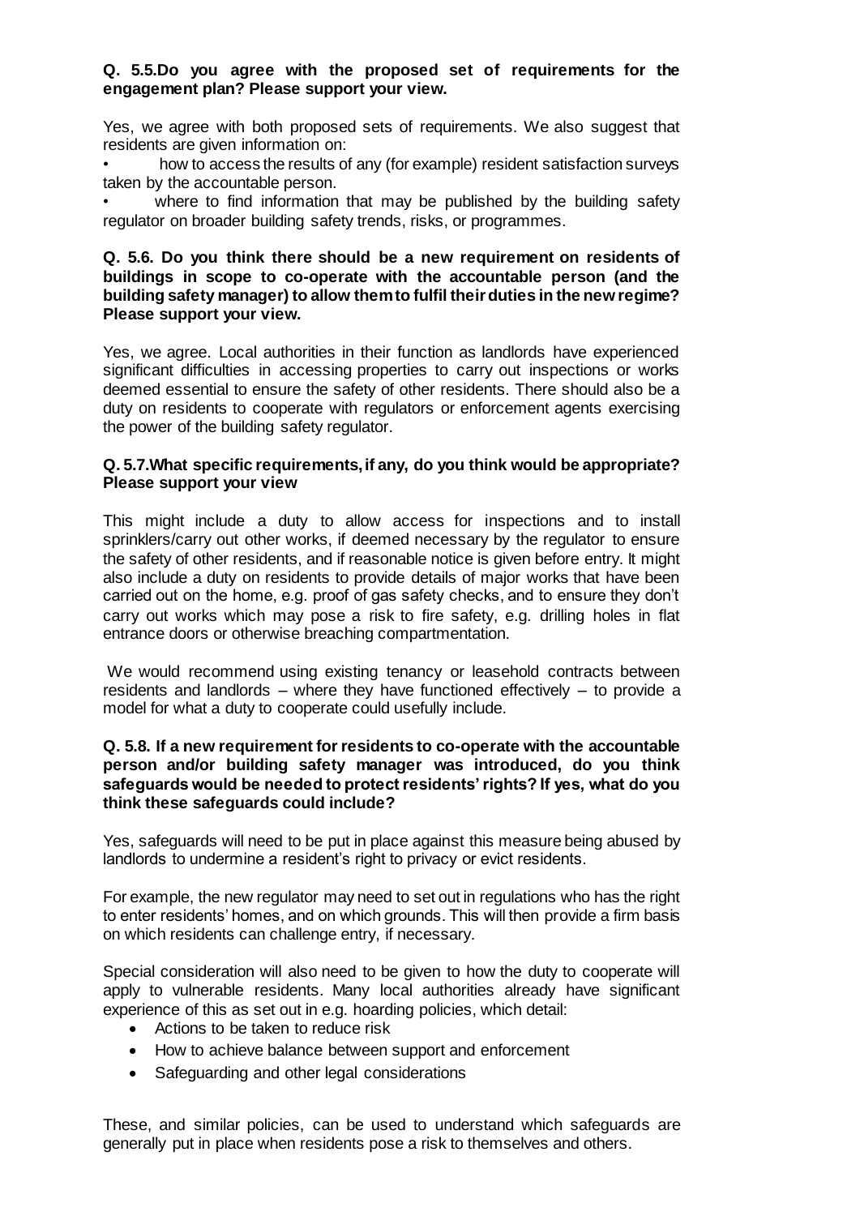**Q. 5.5.Do you agree with the proposed set of requirements for the engagement plan? Please support your view.**

Yes, we agree with both proposed sets of requirements. We also suggest that residents are given information on:

- how to access the results of any (for example) resident satisfaction surveys taken by the accountable person.
- where to find information that may be published by the building safety regulator on broader building safety trends, risks, or programmes.

**Q. 5.6. Do you think there should be a new requirement on residents of buildings in scope to co-operate with the accountable person (and the building safety manager) to allow them to fulfil their duties in the new regime? Please support your view.**

Yes, we agree. Local authorities in their function as landlords have experienced significant difficulties in accessing properties to carry out inspections or works deemed essential to ensure the safety of other residents. There should also be a duty on residents to cooperate with regulators or enforcement agents exercising the power of the building safety regulator.

**Q. 5.7.What specific requirements, if any, do you think would be appropriate? Please support your view**

This might include a duty to allow access for inspections and to install sprinklers/carry out other works, if deemed necessary by the regulator to ensure the safety of other residents, and if reasonable notice is given before entry. It might also include a duty on residents to provide details of major works that have been carried out on the home, e.g. proof of gas safety checks, and to ensure they don't carry out works which may pose a risk to fire safety, e.g. drilling holes in flat entrance doors or otherwise breaching compartmentation.

We would recommend using existing tenancy or leasehold contracts between residents and landlords – where they have functioned effectively – to provide a model for what a duty to cooperate could usefully include.

**Q. 5.8. If a new requirement for residents to co-operate with the accountable person and/or building safety manager was introduced, do you think safeguards would be needed to protect residents' rights? If yes, what do you think these safeguards could include?**

Yes, safeguards will need to be put in place against this measure being abused by landlords to undermine a resident's right to privacy or evict residents.

For example, the new regulator may need to set out in regulations who has the right to enter residents' homes, and on which grounds. This will then provide a firm basis on which residents can challenge entry, if necessary.

Special consideration will also need to be given to how the duty to cooperate will apply to vulnerable residents. Many local authorities already have significant experience of this as set out in e.g. hoarding policies, which detail:

- Actions to be taken to reduce risk
- How to achieve balance between support and enforcement
- Safeguarding and other legal considerations

These, and similar policies, can be used to understand which safeguards are generally put in place when residents pose a risk to themselves and others.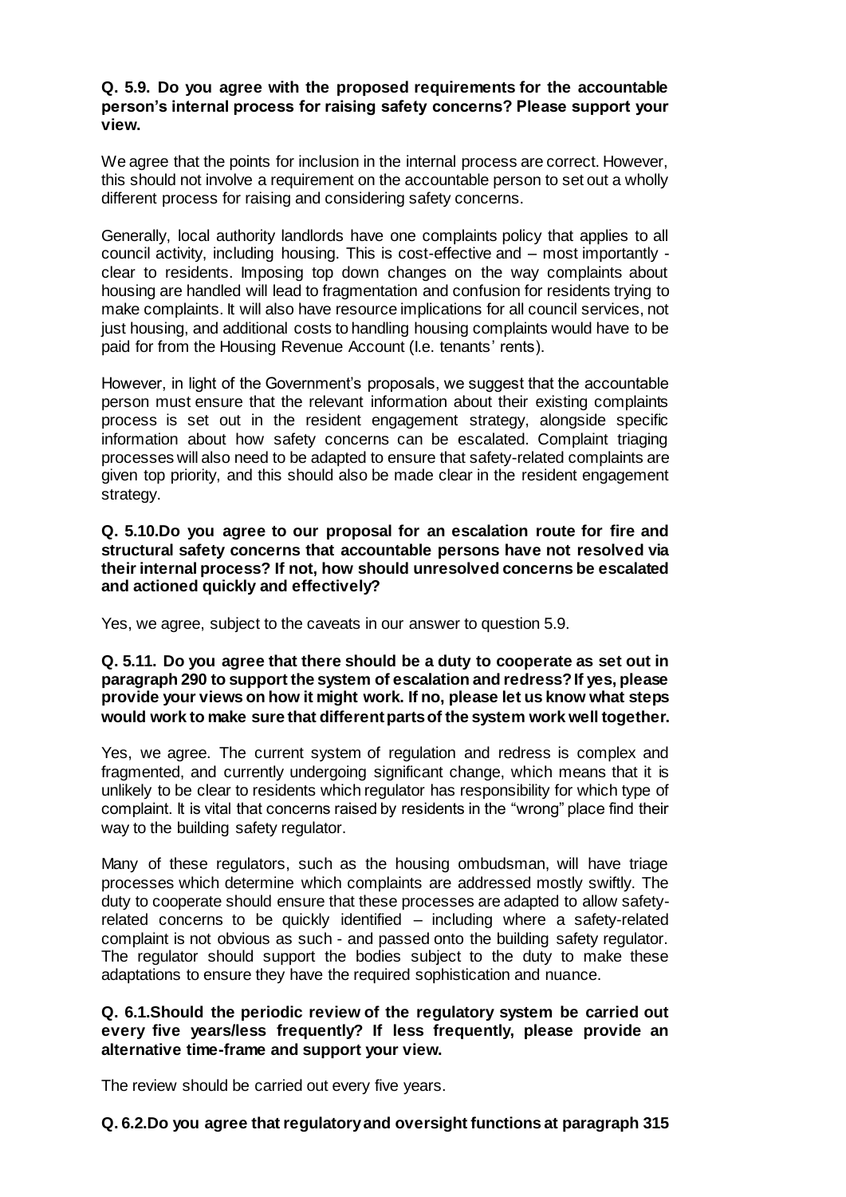**Q. 5.9. Do you agree with the proposed requirements for the accountable person's internal process for raising safety concerns? Please support your view.**

We agree that the points for inclusion in the internal process are correct. However, this should not involve a requirement on the accountable person to set out a wholly different process for raising and considering safety concerns.

Generally, local authority landlords have one complaints policy that applies to all council activity, including housing. This is cost-effective and – most importantly - clear to residents. Imposing top down changes on the way complaints about housing are handled will lead to fragmentation and confusion for residents trying to make complaints. It will also have resource implications for all council services, not just housing, and additional costs to handling housing complaints would have to be paid for from the Housing Revenue Account (I.e. tenants' rents).

However, in light of the Government's proposals, we suggest that the accountable person must ensure that the relevant information about their existing complaints process is set out in the resident engagement strategy, alongside specific information about how safety concerns can be escalated. Complaint triaging processes will also need to be adapted to ensure that safety-related complaints are given top priority, and this should also be made clear in the resident engagement strategy.

**Q. 5.10.Do you agree to our proposal for an escalation route for fire and structural safety concerns that accountable persons have not resolved via their internal process? If not, how should unresolved concerns be escalated and actioned quickly and effectively?**

Yes, we agree, subject to the caveats in our answer to question 5.9.

**Q. 5.11. Do you agree that there should be a duty to cooperate as set out in paragraph 290 to support the system of escalation and redress? If yes, please provide your views on how it might work. If no, please let us know what steps would work to make sure that different parts of the system work well together.**

Yes, we agree. The current system of regulation and redress is complex and fragmented, and currently undergoing significant change, which means that it is unlikely to be clear to residents which regulator has responsibility for which type of complaint. It is vital that concerns raised by residents in the "wrong" place find their way to the building safety regulator.

Many of these regulators, such as the housing ombudsman, will have triage processes which determine which complaints are addressed mostly swiftly. The duty to cooperate should ensure that these processes are adapted to allow safety-related concerns to be quickly identified – including where a safety-related complaint is not obvious as such - and passed onto the building safety regulator. The regulator should support the bodies subject to the duty to make these adaptations to ensure they have the required sophistication and nuance.

**Q. 6.1.Should the periodic review of the regulatory system be carried out every five years/less frequently? If less frequently, please provide an alternative time-frame and support your view.**

The review should be carried out every five years.

**Q. 6.2.Do you agree that regulatory and oversight functions at paragraph 315**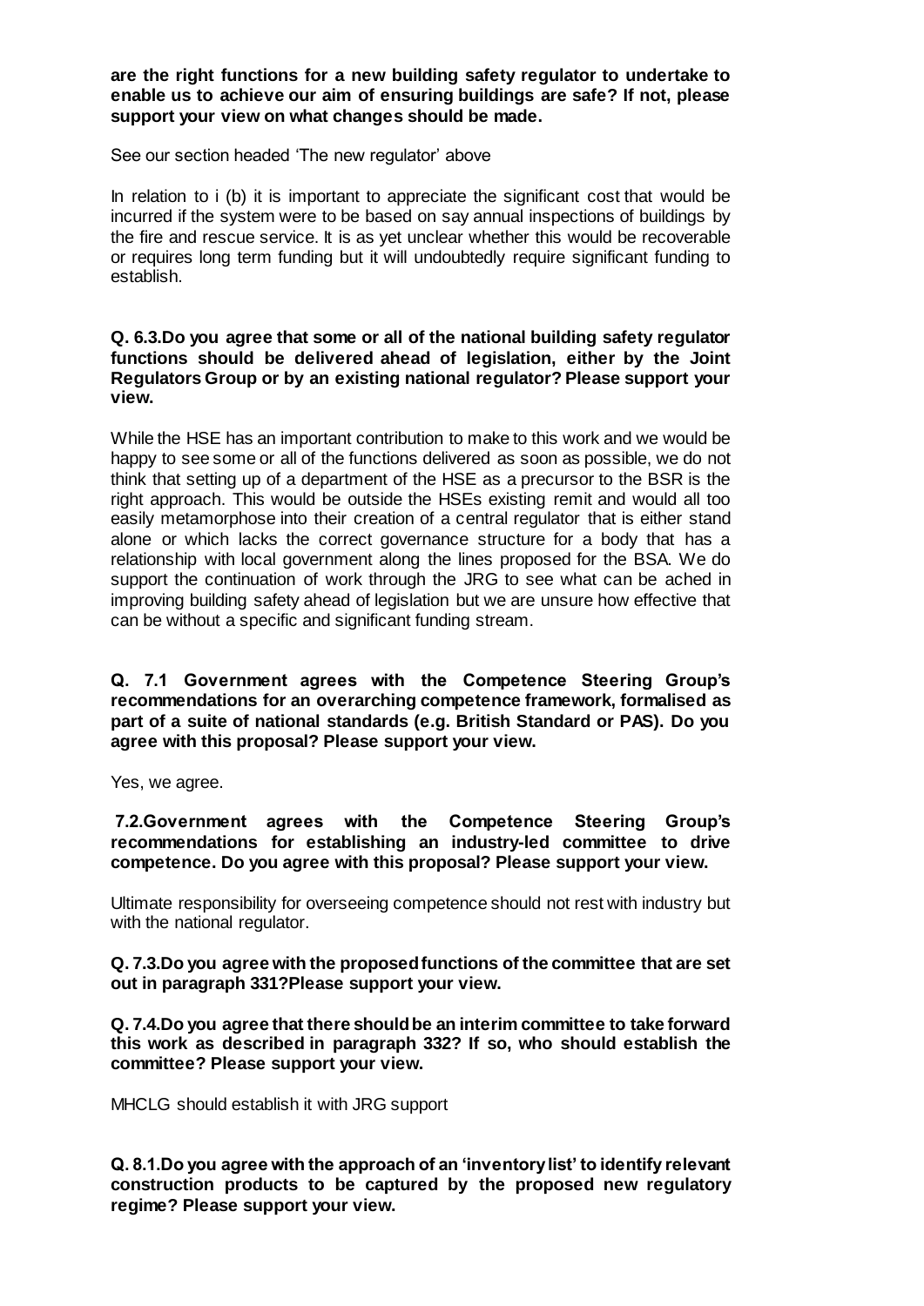**are the right functions for a new building safety regulator to undertake to enable us to achieve our aim of ensuring buildings are safe? If not, please support your view on what changes should be made.**

See our section headed 'The new regulator' above

In relation to i (b) it is important to appreciate the significant cost that would be incurred if the system were to be based on say annual inspections of buildings by the fire and rescue service. It is as yet unclear whether this would be recoverable or requires long term funding but it will undoubtedly require significant funding to establish.

**Q. 6.3.Do you agree that some or all of the national building safety regulator functions should be delivered ahead of legislation, either by the Joint Regulators Group or by an existing national regulator? Please support your view.**

While the HSE has an important contribution to make to this work and we would be happy to see some or all of the functions delivered as soon as possible, we do not think that setting up of a department of the HSE as a precursor to the BSR is the right approach. This would be outside the HSEs existing remit and would all too easily metamorphose into their creation of a central regulator that is either stand alone or which lacks the correct governance structure for a body that has a relationship with local government along the lines proposed for the BSA. We do support the continuation of work through the JRG to see what can be ached in improving building safety ahead of legislation but we are unsure how effective that can be without a specific and significant funding stream.

**Q. 7.1 Government agrees with the Competence Steering Group's recommendations for an overarching competence framework, formalised as part of a suite of national standards (e.g. British Standard or PAS). Do you agree with this proposal? Please support your view.**

Yes, we agree.

**7.2.Government agrees with the Competence Steering Group's recommendations for establishing an industry-led committee to drive competence. Do you agree with this proposal? Please support your view.**

Ultimate responsibility for overseeing competence should not rest with industry but with the national regulator.

**Q. 7.3.Do you agree with the proposed functions of the committee that are set out in paragraph 331?Please support your view.**

**Q. 7.4.Do you agree that there should be an interim committee to take forward this work as described in paragraph 332? If so, who should establish the committee? Please support your view.**

MHCLG should establish it with JRG support

**Q. 8.1.Do you agree with the approach of an 'inventory list' to identify relevant construction products to be captured by the proposed new regulatory regime? Please support your view.**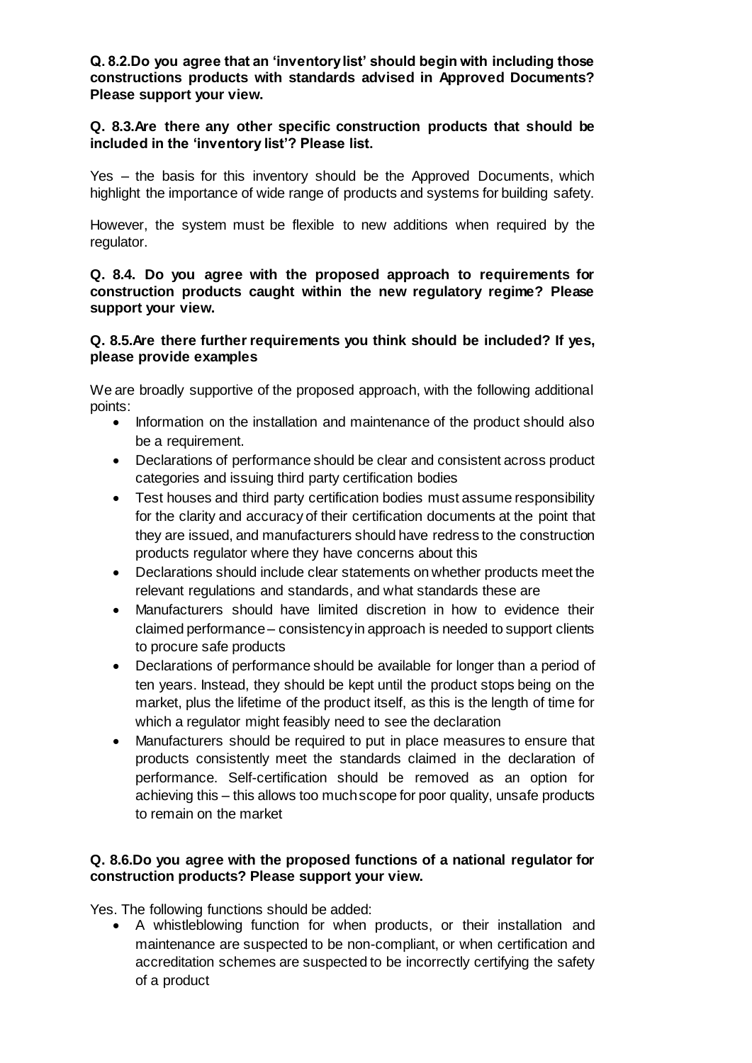**Q. 8.2.Do you agree that an 'inventory list' should begin with including those constructions products with standards advised in Approved Documents? Please support your view.**

**Q. 8.3.Are there any other specific construction products that should be included in the 'inventory list'? Please list.**

Yes – the basis for this inventory should be the Approved Documents, which highlight the importance of wide range of products and systems for building safety.

However, the system must be flexible to new additions when required by the regulator.

**Q. 8.4. Do you agree with the proposed approach to requirements for construction products caught within the new regulatory regime? Please support your view.**

**Q. 8.5.Are there further requirements you think should be included? If yes, please provide examples**

We are broadly supportive of the proposed approach, with the following additional points:

- Information on the installation and maintenance of the product should also be a requirement.
- Declarations of performance should be clear and consistent across product categories and issuing third party certification bodies
- Test houses and third party certification bodies must assume responsibility for the clarity and accuracy of their certification documents at the point that they are issued, and manufacturers should have redress to the construction products regulator where they have concerns about this
- Declarations should include clear statements on whether products meet the relevant regulations and standards, and what standards these are
- Manufacturers should have limited discretion in how to evidence their claimed performance – consistency in approach is needed to support clients to procure safe products
- Declarations of performance should be available for longer than a period of ten years. Instead, they should be kept until the product stops being on the market, plus the lifetime of the product itself, as this is the length of time for which a regulator might feasibly need to see the declaration
- Manufacturers should be required to put in place measures to ensure that products consistently meet the standards claimed in the declaration of performance. Self-certification should be removed as an option for achieving this – this allows too much scope for poor quality, unsafe products to remain on the market

**Q. 8.6.Do you agree with the proposed functions of a national regulator for construction products? Please support your view.**

Yes. The following functions should be added:

- A whistleblowing function for when products, or their installation and maintenance are suspected to be non-compliant, or when certification and accreditation schemes are suspected to be incorrectly certifying the safety of a product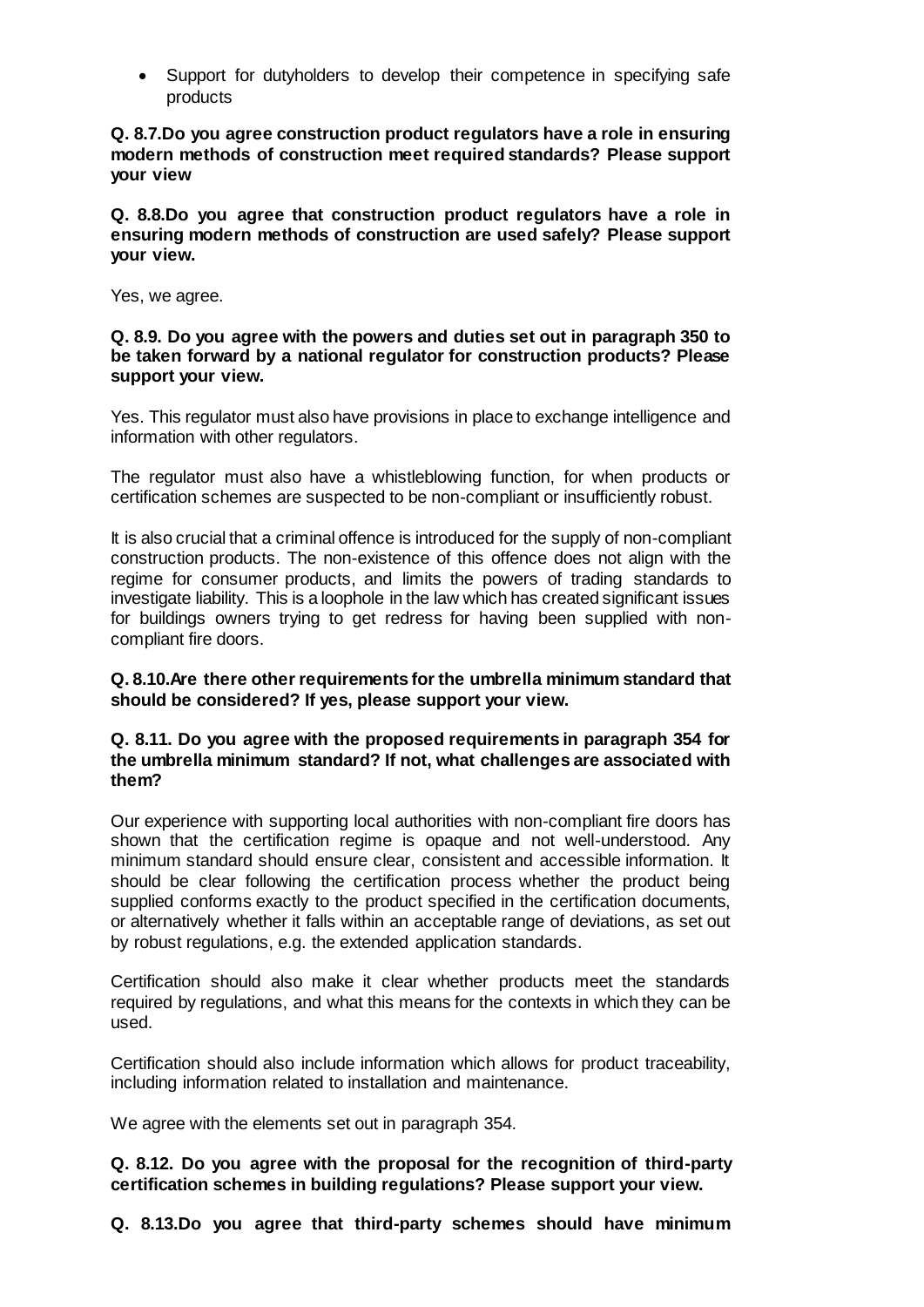- Support for dutyholders to develop their competence in specifying safe products

**Q. 8.7.Do you agree construction product regulators have a role in ensuring modern methods of construction meet required standards? Please support your view**

**Q. 8.8.Do you agree that construction product regulators have a role in ensuring modern methods of construction are used safely? Please support your view.**

Yes, we agree.

**Q. 8.9. Do you agree with the powers and duties set out in paragraph 350 to be taken forward by a national regulator for construction products? Please support your view.**

Yes. This regulator must also have provisions in place to exchange intelligence and information with other regulators.

The regulator must also have a whistleblowing function, for when products or certification schemes are suspected to be non-compliant or insufficiently robust.

It is also crucial that a criminal offence is introduced for the supply of non-compliant construction products. The non-existence of this offence does not align with the regime for consumer products, and limits the powers of trading standards to investigate liability. This is a loophole in the law which has created significant issues for buildings owners trying to get redress for having been supplied with non-compliant fire doors.

**Q. 8.10.Are there other requirements for the umbrella minimum standard that should be considered? If yes, please support your view.**

**Q. 8.11. Do you agree with the proposed requirements in paragraph 354 for the umbrella minimum standard? If not, what challenges are associated with them?**

Our experience with supporting local authorities with non-compliant fire doors has shown that the certification regime is opaque and not well-understood. Any minimum standard should ensure clear, consistent and accessible information. It should be clear following the certification process whether the product being supplied conforms exactly to the product specified in the certification documents, or alternatively whether it falls within an acceptable range of deviations, as set out by robust regulations, e.g. the extended application standards.

Certification should also make it clear whether products meet the standards required by regulations, and what this means for the contexts in which they can be used.

Certification should also include information which allows for product traceability, including information related to installation and maintenance.

We agree with the elements set out in paragraph 354.

**Q. 8.12. Do you agree with the proposal for the recognition of third-party certification schemes in building regulations? Please support your view.**

**Q. 8.13.Do you agree that third-party schemes should have minimum**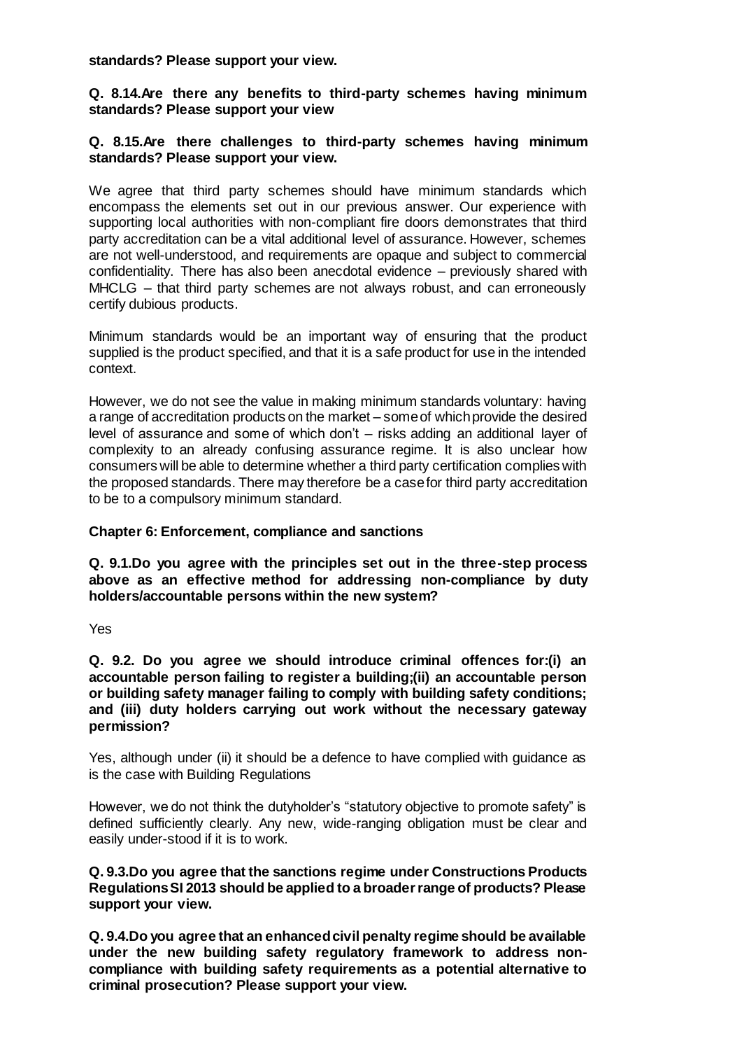**standards? Please support your view.**

**Q. 8.14.Are there any benefits to third-party schemes having minimum standards? Please support your view**

**Q. 8.15.Are there challenges to third-party schemes having minimum standards? Please support your view.**

We agree that third party schemes should have minimum standards which encompass the elements set out in our previous answer. Our experience with supporting local authorities with non-compliant fire doors demonstrates that third party accreditation can be a vital additional level of assurance. However, schemes are not well-understood, and requirements are opaque and subject to commercial confidentiality. There has also been anecdotal evidence – previously shared with MHCLG – that third party schemes are not always robust, and can erroneously certify dubious products.

Minimum standards would be an important way of ensuring that the product supplied is the product specified, and that it is a safe product for use in the intended context.

However, we do not see the value in making minimum standards voluntary: having a range of accreditation products on the market – some of which provide the desired level of assurance and some of which don't – risks adding an additional layer of complexity to an already confusing assurance regime. It is also unclear how consumers will be able to determine whether a third party certification complies with the proposed standards. There may therefore be a case for third party accreditation to be to a compulsory minimum standard.

**Chapter 6: Enforcement, compliance and sanctions**

**Q. 9.1.Do you agree with the principles set out in the three-step process above as an effective method for addressing non-compliance by duty holders/accountable persons within the new system?**

Yes

**Q. 9.2. Do you agree we should introduce criminal offences for:(i) an accountable person failing to register a building;(ii) an accountable person or building safety manager failing to comply with building safety conditions; and (iii) duty holders carrying out work without the necessary gateway permission?**

Yes, although under (ii) it should be a defence to have complied with guidance as is the case with Building Regulations

However, we do not think the dutyholder's "statutory objective to promote safety" is defined sufficiently clearly. Any new, wide-ranging obligation must be clear and easily under-stood if it is to work.

**Q. 9.3.Do you agree that the sanctions regime under Constructions Products Regulations SI 2013 should be applied to a broader range of products? Please support your view.**

**Q. 9.4.Do you agree that an enhanced civil penalty regime should be available under the new building safety regulatory framework to address non-compliance with building safety requirements as a potential alternative to criminal prosecution? Please support your view.**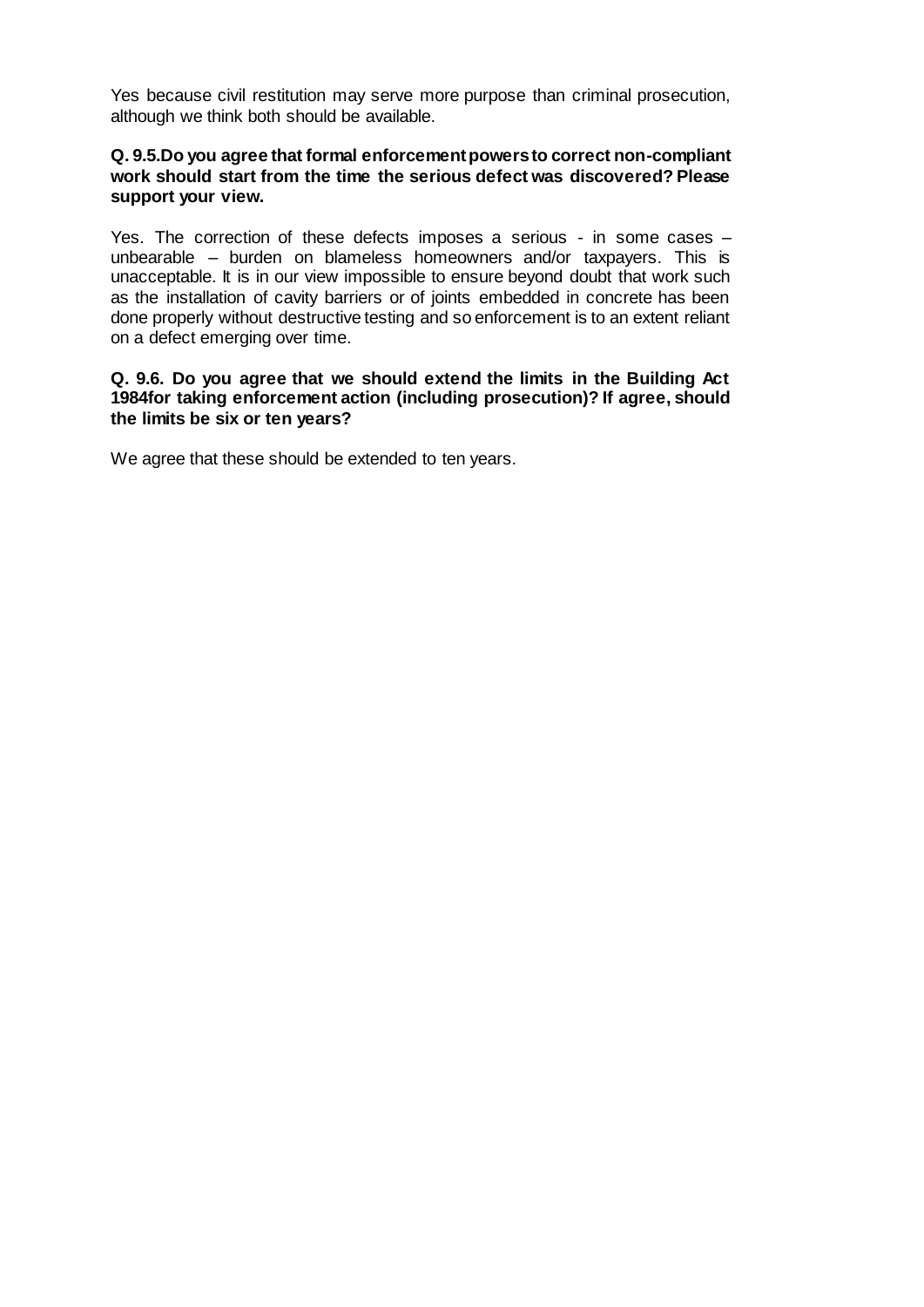Yes because civil restitution may serve more purpose than criminal prosecution, although we think both should be available.

**Q. 9.5.Do you agree that formal enforcement powers to correct non-compliant work should start from the time the serious defect was discovered? Please support your view.**

Yes. The correction of these defects imposes a serious - in some cases – unbearable – burden on blameless homeowners and/or taxpayers. This is unacceptable. It is in our view impossible to ensure beyond doubt that work such as the installation of cavity barriers or of joints embedded in concrete has been done properly without destructive testing and so enforcement is to an extent reliant on a defect emerging over time.

**Q. 9.6. Do you agree that we should extend the limits in the Building Act 1984for taking enforcement action (including prosecution)? If agree, should the limits be six or ten years?**

We agree that these should be extended to ten years.